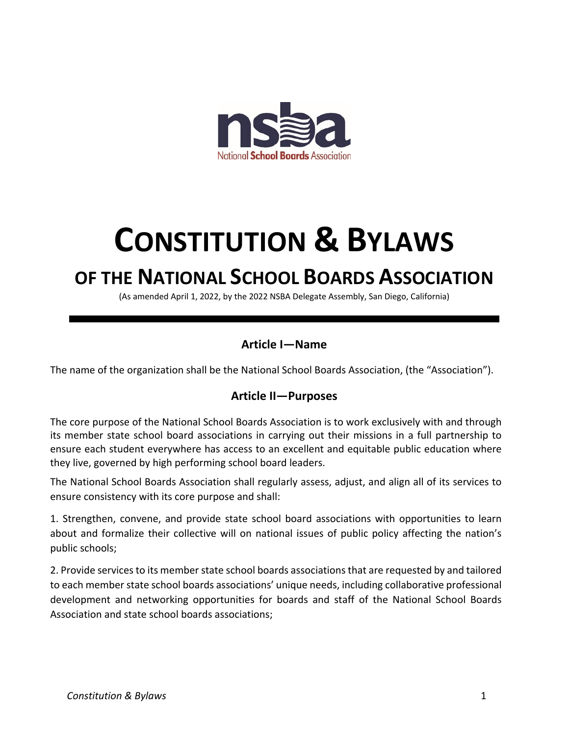# CONSTITUTION & BYLAWS

## OF THE NATIONAL SCHOOL BOARDS ASSOCIATION

(As amended April 1, 2022, by the 2022 NSBA Delegate Assembly, San Diego, California)

### Article I—Name

The name of the organization shall be the National School Boards Association, (the "Association").

### Article II—Purposes

The core purpose of the National School Boards Association is to work exclusively with and through its member state school board associations in carrying out their missions in a full partnership to ensure each student everywhere has access to an excellent and equitable public education where they live, governed by high performing school board leaders.

The National School Boards Association shall regularly assess, adjust, and align all of its services to ensure consistency with its core purpose and shall:

1. Strengthen, convene, and provide state school board associations with opportunities to learn about and formalize their collective will on national issues of public policy affecting the nation's public schools;

2. Provide services to its member state school boards associations that are requested by and tailored to each member state school boards associations' unique needs, including collaborative professional development and networking opportunities for boards and staff of the National School Boards Association and state school boards associations;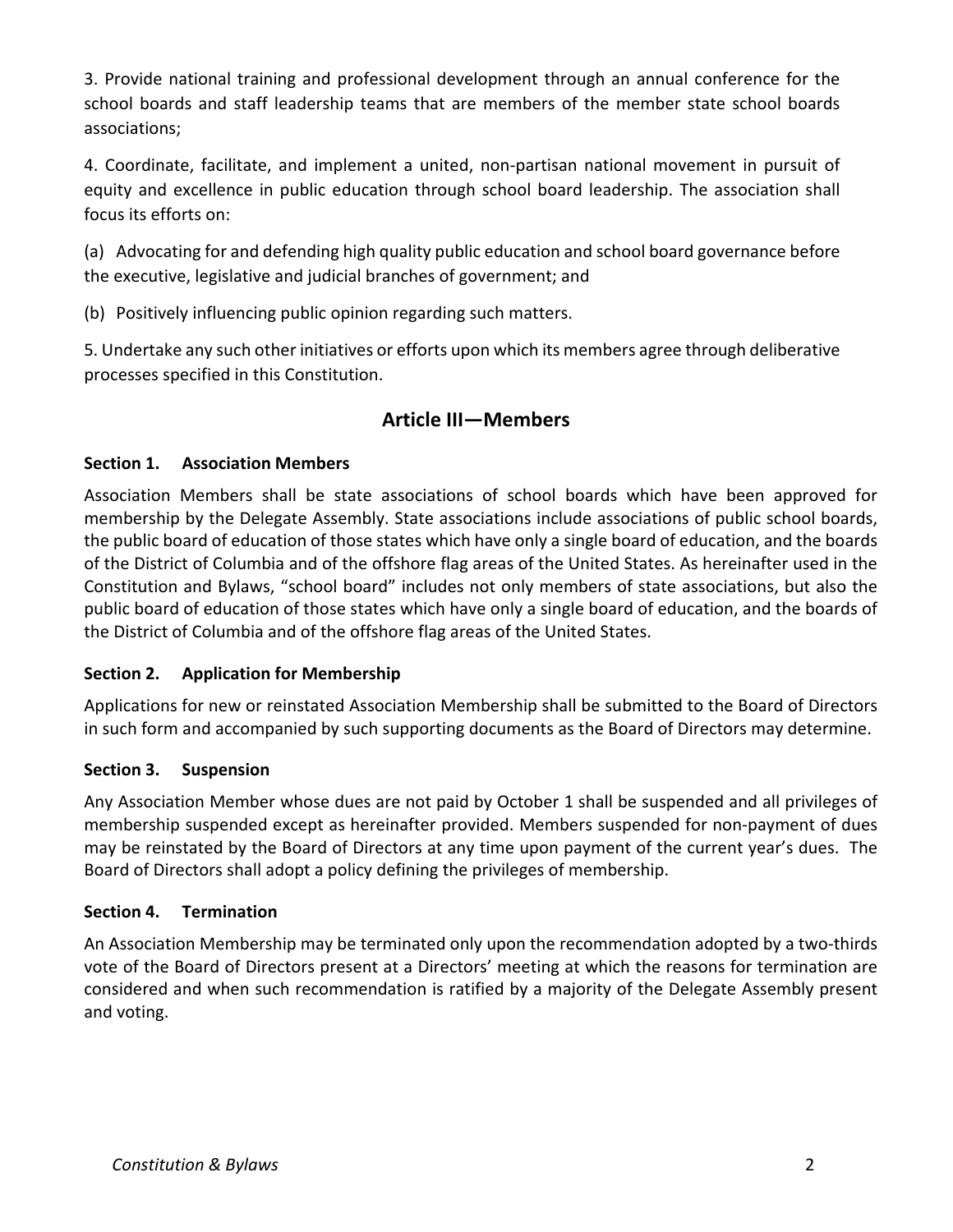3. Provide national training and professional development through an annual conference for the school boards and staff leadership teams that are members of the member state school boards associations;

4. Coordinate, facilitate, and implement a united, non-partisan national movement in pursuit of equity and excellence in public education through school board leadership. The association shall focus its efforts on:

(a) Advocating for and defending high quality public education and school board governance before the executive, legislative and judicial branches of government; and

(b) Positively influencing public opinion regarding such matters.

5. Undertake any such other initiatives or efforts upon which its members agree through deliberative processes specified in this Constitution.

## Article III—Members

### Section 1. Association Members

Association Members shall be state associations of school boards which have been approved for membership by the Delegate Assembly. State associations include associations of public school boards, the public board of education of those states which have only a single board of education, and the boards of the District of Columbia and of the offshore flag areas of the United States. As hereinafter used in the Constitution and Bylaws, "school board" includes not only members of state associations, but also the public board of education of those states which have only a single board of education, and the boards of the District of Columbia and of the offshore flag areas of the United States.

### Section 2. Application for Membership

Applications for new or reinstated Association Membership shall be submitted to the Board of Directors in such form and accompanied by such supporting documents as the Board of Directors may determine.

### Section 3. Suspension

Any Association Member whose dues are not paid by October 1 shall be suspended and all privileges of membership suspended except as hereinafter provided. Members suspended for non-payment of dues may be reinstated by the Board of Directors at any time upon payment of the current year's dues. The Board of Directors shall adopt a policy defining the privileges of membership.

### Section 4. Termination

An Association Membership may be terminated only upon the recommendation adopted by a two-thirds vote of the Board of Directors present at a Directors' meeting at which the reasons for termination are considered and when such recommendation is ratified by a majority of the Delegate Assembly present and voting.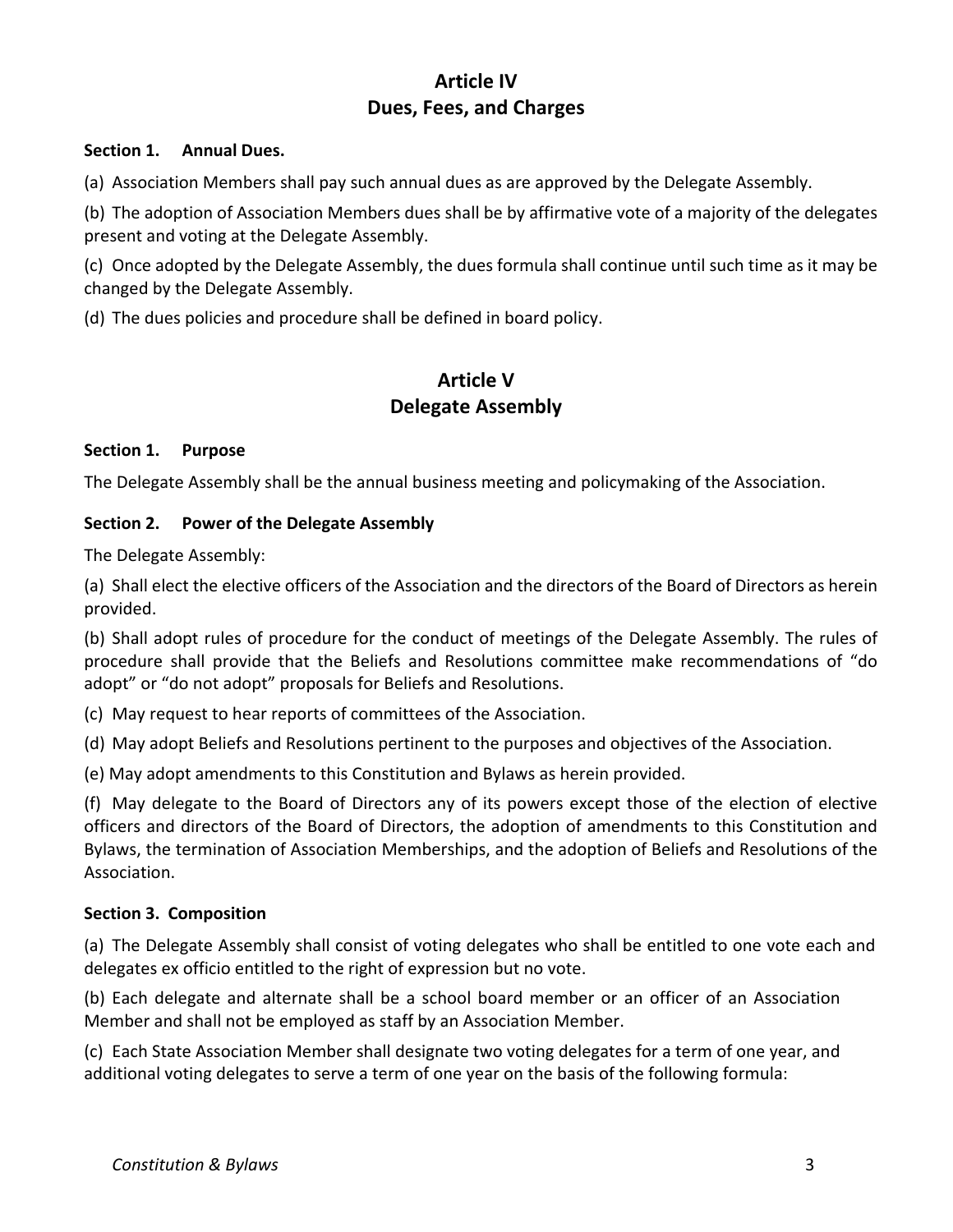## Article IV
## Dues, Fees, and Charges

**Section 1. Annual Dues.**

(a) Association Members shall pay such annual dues as are approved by the Delegate Assembly.

(b) The adoption of Association Members dues shall be by affirmative vote of a majority of the delegates present and voting at the Delegate Assembly.

(c) Once adopted by the Delegate Assembly, the dues formula shall continue until such time as it may be changed by the Delegate Assembly.

(d) The dues policies and procedure shall be defined in board policy.

## Article V
## Delegate Assembly

**Section 1. Purpose**

The Delegate Assembly shall be the annual business meeting and policymaking of the Association.

**Section 2. Power of the Delegate Assembly**

The Delegate Assembly:

(a) Shall elect the elective officers of the Association and the directors of the Board of Directors as herein provided.

(b) Shall adopt rules of procedure for the conduct of meetings of the Delegate Assembly. The rules of procedure shall provide that the Beliefs and Resolutions committee make recommendations of "do adopt" or "do not adopt" proposals for Beliefs and Resolutions.

(c) May request to hear reports of committees of the Association.

(d) May adopt Beliefs and Resolutions pertinent to the purposes and objectives of the Association.

(e) May adopt amendments to this Constitution and Bylaws as herein provided.

(f) May delegate to the Board of Directors any of its powers except those of the election of elective officers and directors of the Board of Directors, the adoption of amendments to this Constitution and Bylaws, the termination of Association Memberships, and the adoption of Beliefs and Resolutions of the Association.

**Section 3. Composition**

(a) The Delegate Assembly shall consist of voting delegates who shall be entitled to one vote each and delegates ex officio entitled to the right of expression but no vote.

(b) Each delegate and alternate shall be a school board member or an officer of an Association Member and shall not be employed as staff by an Association Member.

(c) Each State Association Member shall designate two voting delegates for a term of one year, and additional voting delegates to serve a term of one year on the basis of the following formula: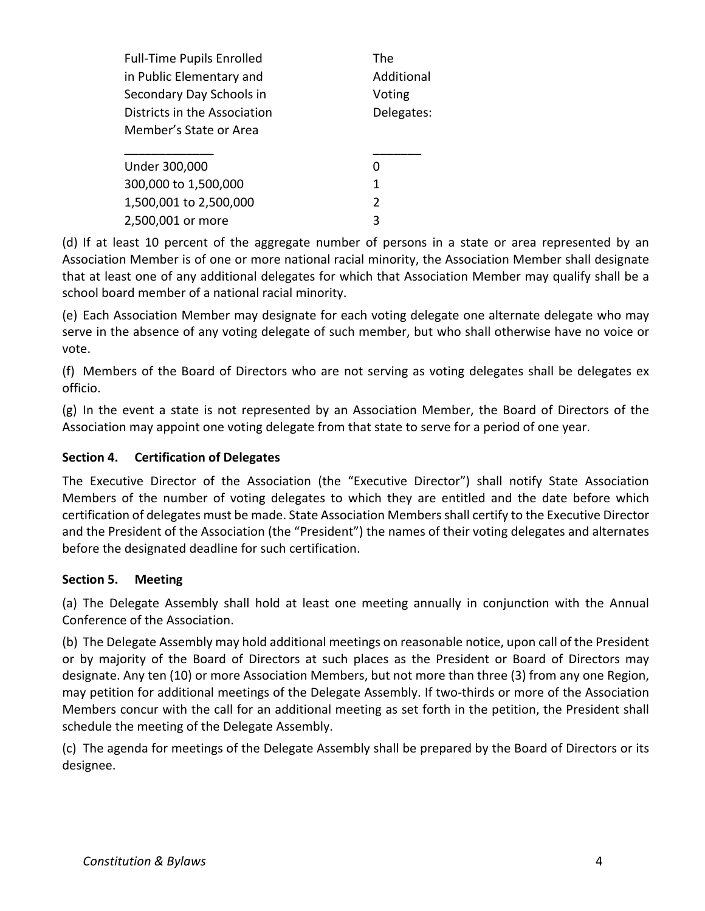| Full-Time Pupils Enrolled in Public Elementary and Secondary Day Schools in Districts in the Association Member's State or Area | The Additional Voting Delegates: |
| --- | --- |
| Under 300,000 | 0 |
| 300,000 to 1,500,000 | 1 |
| 1,500,001 to 2,500,000 | 2 |
| 2,500,001 or more | 3 |

(d) If at least 10 percent of the aggregate number of persons in a state or area represented by an Association Member is of one or more national racial minority, the Association Member shall designate that at least one of any additional delegates for which that Association Member may qualify shall be a school board member of a national racial minority.

(e) Each Association Member may designate for each voting delegate one alternate delegate who may serve in the absence of any voting delegate of such member, but who shall otherwise have no voice or vote.

(f) Members of the Board of Directors who are not serving as voting delegates shall be delegates ex officio.

(g) In the event a state is not represented by an Association Member, the Board of Directors of the Association may appoint one voting delegate from that state to serve for a period of one year.

### Section 4. Certification of Delegates

The Executive Director of the Association (the "Executive Director") shall notify State Association Members of the number of voting delegates to which they are entitled and the date before which certification of delegates must be made. State Association Members shall certify to the Executive Director and the President of the Association (the "President") the names of their voting delegates and alternates before the designated deadline for such certification.

### Section 5. Meeting

(a) The Delegate Assembly shall hold at least one meeting annually in conjunction with the Annual Conference of the Association.

(b) The Delegate Assembly may hold additional meetings on reasonable notice, upon call of the President or by majority of the Board of Directors at such places as the President or Board of Directors may designate. Any ten (10) or more Association Members, but not more than three (3) from any one Region, may petition for additional meetings of the Delegate Assembly. If two-thirds or more of the Association Members concur with the call for an additional meeting as set forth in the petition, the President shall schedule the meeting of the Delegate Assembly.

(c) The agenda for meetings of the Delegate Assembly shall be prepared by the Board of Directors or its designee.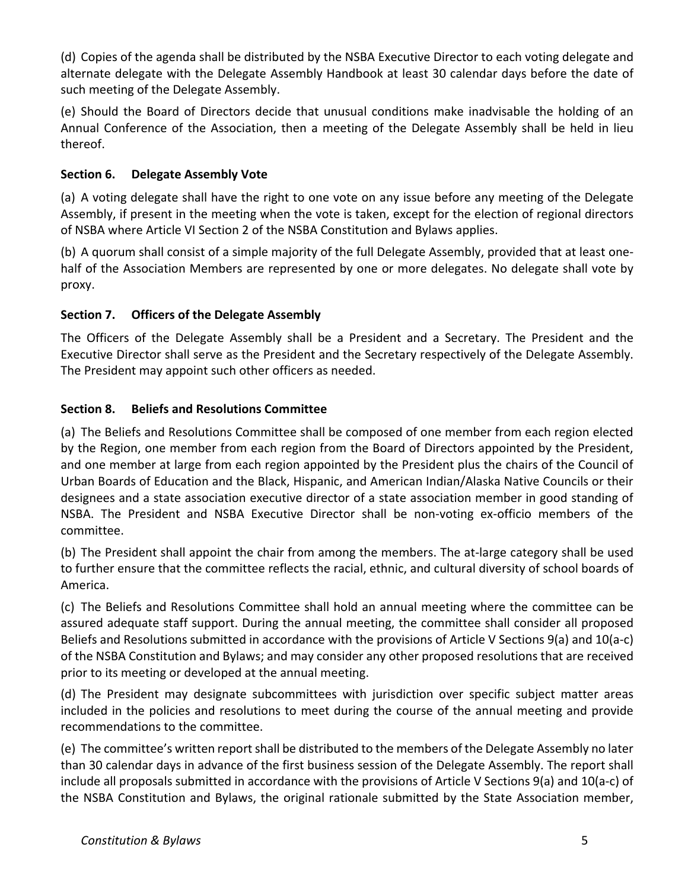(d) Copies of the agenda shall be distributed by the NSBA Executive Director to each voting delegate and alternate delegate with the Delegate Assembly Handbook at least 30 calendar days before the date of such meeting of the Delegate Assembly.

(e) Should the Board of Directors decide that unusual conditions make inadvisable the holding of an Annual Conference of the Association, then a meeting of the Delegate Assembly shall be held in lieu thereof.

### Section 6. Delegate Assembly Vote

(a) A voting delegate shall have the right to one vote on any issue before any meeting of the Delegate Assembly, if present in the meeting when the vote is taken, except for the election of regional directors of NSBA where Article VI Section 2 of the NSBA Constitution and Bylaws applies.

(b) A quorum shall consist of a simple majority of the full Delegate Assembly, provided that at least one-half of the Association Members are represented by one or more delegates. No delegate shall vote by proxy.

### Section 7. Officers of the Delegate Assembly

The Officers of the Delegate Assembly shall be a President and a Secretary. The President and the Executive Director shall serve as the President and the Secretary respectively of the Delegate Assembly. The President may appoint such other officers as needed.

### Section 8. Beliefs and Resolutions Committee

(a) The Beliefs and Resolutions Committee shall be composed of one member from each region elected by the Region, one member from each region from the Board of Directors appointed by the President, and one member at large from each region appointed by the President plus the chairs of the Council of Urban Boards of Education and the Black, Hispanic, and American Indian/Alaska Native Councils or their designees and a state association executive director of a state association member in good standing of NSBA. The President and NSBA Executive Director shall be non-voting ex-officio members of the committee.

(b) The President shall appoint the chair from among the members. The at-large category shall be used to further ensure that the committee reflects the racial, ethnic, and cultural diversity of school boards of America.

(c) The Beliefs and Resolutions Committee shall hold an annual meeting where the committee can be assured adequate staff support. During the annual meeting, the committee shall consider all proposed Beliefs and Resolutions submitted in accordance with the provisions of Article V Sections 9(a) and 10(a-c) of the NSBA Constitution and Bylaws; and may consider any other proposed resolutions that are received prior to its meeting or developed at the annual meeting.

(d) The President may designate subcommittees with jurisdiction over specific subject matter areas included in the policies and resolutions to meet during the course of the annual meeting and provide recommendations to the committee.

(e) The committee's written report shall be distributed to the members of the Delegate Assembly no later than 30 calendar days in advance of the first business session of the Delegate Assembly. The report shall include all proposals submitted in accordance with the provisions of Article V Sections 9(a) and 10(a-c) of the NSBA Constitution and Bylaws, the original rationale submitted by the State Association member,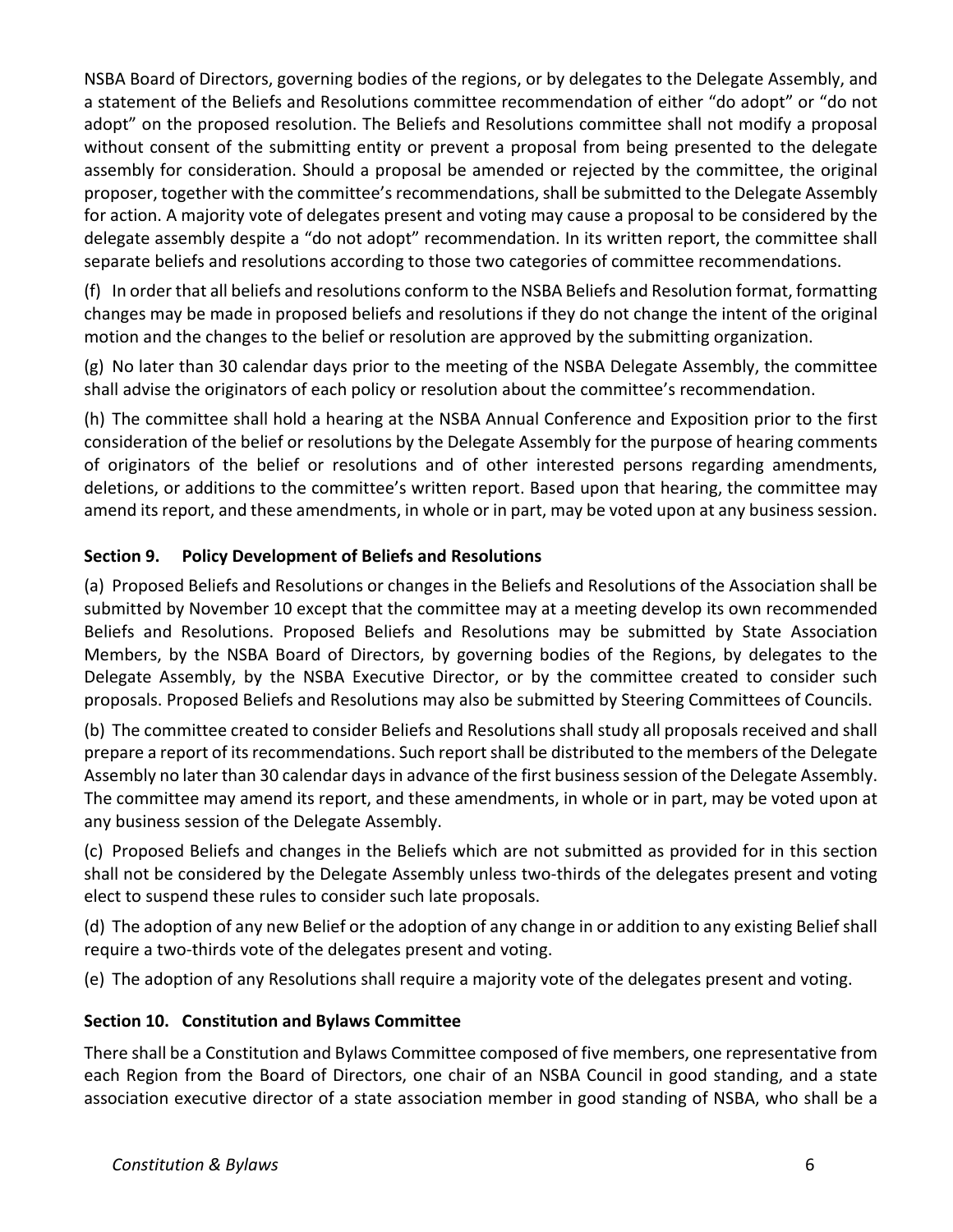NSBA Board of Directors, governing bodies of the regions, or by delegates to the Delegate Assembly, and a statement of the Beliefs and Resolutions committee recommendation of either "do adopt" or "do not adopt" on the proposed resolution. The Beliefs and Resolutions committee shall not modify a proposal without consent of the submitting entity or prevent a proposal from being presented to the delegate assembly for consideration. Should a proposal be amended or rejected by the committee, the original proposer, together with the committee's recommendations, shall be submitted to the Delegate Assembly for action. A majority vote of delegates present and voting may cause a proposal to be considered by the delegate assembly despite a "do not adopt" recommendation. In its written report, the committee shall separate beliefs and resolutions according to those two categories of committee recommendations.

(f) In order that all beliefs and resolutions conform to the NSBA Beliefs and Resolution format, formatting changes may be made in proposed beliefs and resolutions if they do not change the intent of the original motion and the changes to the belief or resolution are approved by the submitting organization.

(g) No later than 30 calendar days prior to the meeting of the NSBA Delegate Assembly, the committee shall advise the originators of each policy or resolution about the committee's recommendation.

(h) The committee shall hold a hearing at the NSBA Annual Conference and Exposition prior to the first consideration of the belief or resolutions by the Delegate Assembly for the purpose of hearing comments of originators of the belief or resolutions and of other interested persons regarding amendments, deletions, or additions to the committee's written report. Based upon that hearing, the committee may amend its report, and these amendments, in whole or in part, may be voted upon at any business session.

### Section 9. Policy Development of Beliefs and Resolutions

(a) Proposed Beliefs and Resolutions or changes in the Beliefs and Resolutions of the Association shall be submitted by November 10 except that the committee may at a meeting develop its own recommended Beliefs and Resolutions. Proposed Beliefs and Resolutions may be submitted by State Association Members, by the NSBA Board of Directors, by governing bodies of the Regions, by delegates to the Delegate Assembly, by the NSBA Executive Director, or by the committee created to consider such proposals. Proposed Beliefs and Resolutions may also be submitted by Steering Committees of Councils.

(b) The committee created to consider Beliefs and Resolutions shall study all proposals received and shall prepare a report of its recommendations. Such report shall be distributed to the members of the Delegate Assembly no later than 30 calendar days in advance of the first business session of the Delegate Assembly. The committee may amend its report, and these amendments, in whole or in part, may be voted upon at any business session of the Delegate Assembly.

(c) Proposed Beliefs and changes in the Beliefs which are not submitted as provided for in this section shall not be considered by the Delegate Assembly unless two-thirds of the delegates present and voting elect to suspend these rules to consider such late proposals.

(d) The adoption of any new Belief or the adoption of any change in or addition to any existing Belief shall require a two-thirds vote of the delegates present and voting.

(e) The adoption of any Resolutions shall require a majority vote of the delegates present and voting.

### Section 10. Constitution and Bylaws Committee

There shall be a Constitution and Bylaws Committee composed of five members, one representative from each Region from the Board of Directors, one chair of an NSBA Council in good standing, and a state association executive director of a state association member in good standing of NSBA, who shall be a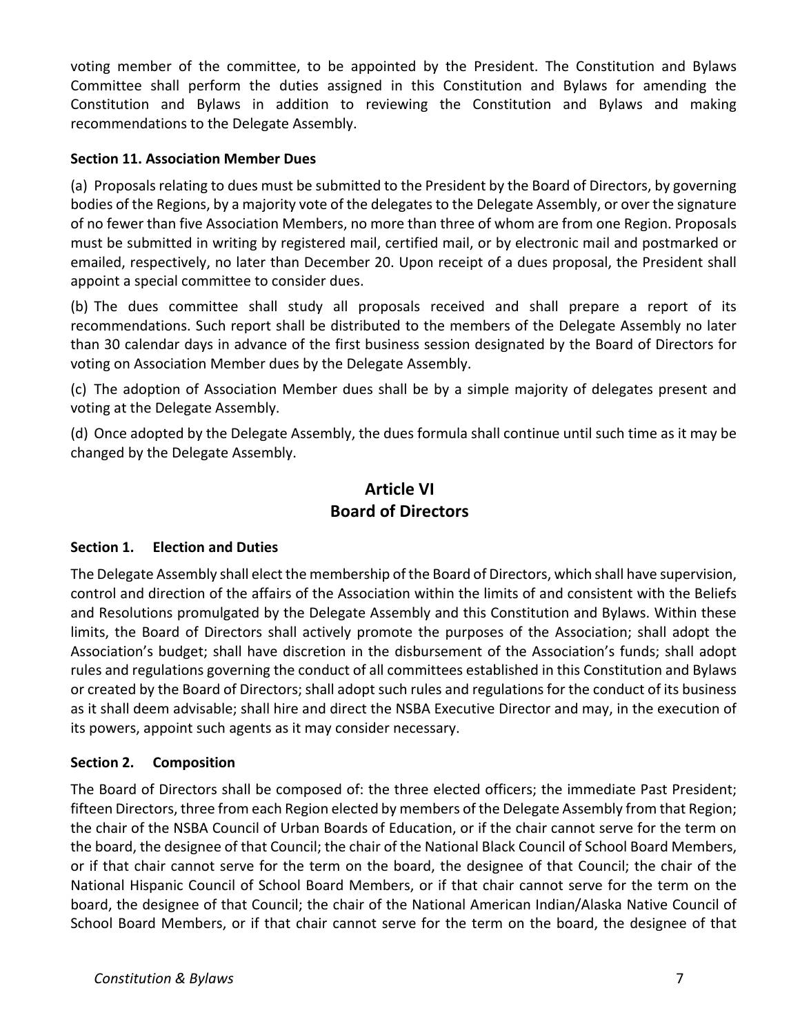voting member of the committee, to be appointed by the President. The Constitution and Bylaws Committee shall perform the duties assigned in this Constitution and Bylaws for amending the Constitution and Bylaws in addition to reviewing the Constitution and Bylaws and making recommendations to the Delegate Assembly.

### Section 11. Association Member Dues

(a) Proposals relating to dues must be submitted to the President by the Board of Directors, by governing bodies of the Regions, by a majority vote of the delegates to the Delegate Assembly, or over the signature of no fewer than five Association Members, no more than three of whom are from one Region. Proposals must be submitted in writing by registered mail, certified mail, or by electronic mail and postmarked or emailed, respectively, no later than December 20. Upon receipt of a dues proposal, the President shall appoint a special committee to consider dues.

(b) The dues committee shall study all proposals received and shall prepare a report of its recommendations. Such report shall be distributed to the members of the Delegate Assembly no later than 30 calendar days in advance of the first business session designated by the Board of Directors for voting on Association Member dues by the Delegate Assembly.

(c) The adoption of Association Member dues shall be by a simple majority of delegates present and voting at the Delegate Assembly.

(d) Once adopted by the Delegate Assembly, the dues formula shall continue until such time as it may be changed by the Delegate Assembly.

## Article VI
## Board of Directors

### Section 1. Election and Duties

The Delegate Assembly shall elect the membership of the Board of Directors, which shall have supervision, control and direction of the affairs of the Association within the limits of and consistent with the Beliefs and Resolutions promulgated by the Delegate Assembly and this Constitution and Bylaws. Within these limits, the Board of Directors shall actively promote the purposes of the Association; shall adopt the Association's budget; shall have discretion in the disbursement of the Association's funds; shall adopt rules and regulations governing the conduct of all committees established in this Constitution and Bylaws or created by the Board of Directors; shall adopt such rules and regulations for the conduct of its business as it shall deem advisable; shall hire and direct the NSBA Executive Director and may, in the execution of its powers, appoint such agents as it may consider necessary.

### Section 2. Composition

The Board of Directors shall be composed of: the three elected officers; the immediate Past President; fifteen Directors, three from each Region elected by members of the Delegate Assembly from that Region; the chair of the NSBA Council of Urban Boards of Education, or if the chair cannot serve for the term on the board, the designee of that Council; the chair of the National Black Council of School Board Members, or if that chair cannot serve for the term on the board, the designee of that Council; the chair of the National Hispanic Council of School Board Members, or if that chair cannot serve for the term on the board, the designee of that Council; the chair of the National American Indian/Alaska Native Council of School Board Members, or if that chair cannot serve for the term on the board, the designee of that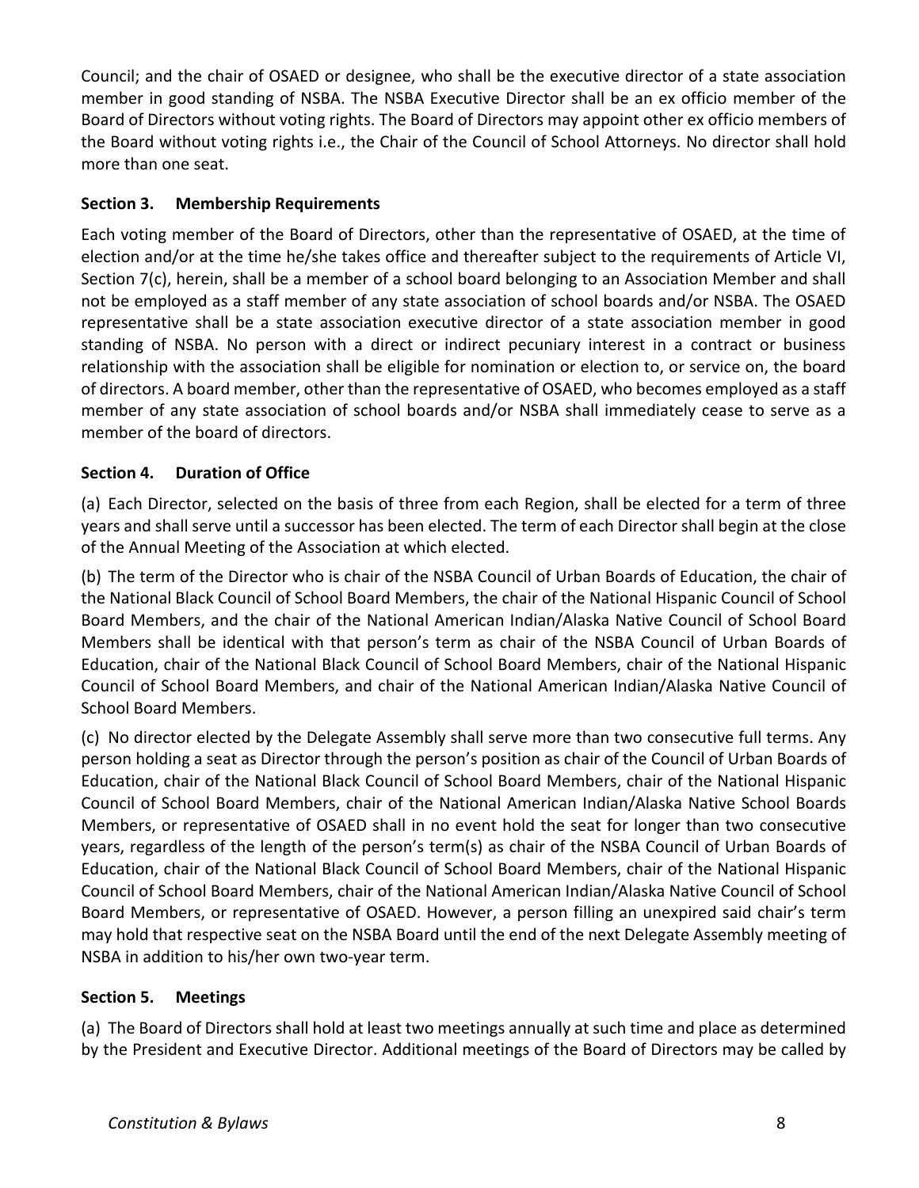Council; and the chair of OSAED or designee, who shall be the executive director of a state association member in good standing of NSBA. The NSBA Executive Director shall be an ex officio member of the Board of Directors without voting rights. The Board of Directors may appoint other ex officio members of the Board without voting rights i.e., the Chair of the Council of School Attorneys. No director shall hold more than one seat.

**Section 3. Membership Requirements**

Each voting member of the Board of Directors, other than the representative of OSAED, at the time of election and/or at the time he/she takes office and thereafter subject to the requirements of Article VI, Section 7(c), herein, shall be a member of a school board belonging to an Association Member and shall not be employed as a staff member of any state association of school boards and/or NSBA. The OSAED representative shall be a state association executive director of a state association member in good standing of NSBA. No person with a direct or indirect pecuniary interest in a contract or business relationship with the association shall be eligible for nomination or election to, or service on, the board of directors. A board member, other than the representative of OSAED, who becomes employed as a staff member of any state association of school boards and/or NSBA shall immediately cease to serve as a member of the board of directors.

**Section 4. Duration of Office**

(a) Each Director, selected on the basis of three from each Region, shall be elected for a term of three years and shall serve until a successor has been elected. The term of each Director shall begin at the close of the Annual Meeting of the Association at which elected.

(b) The term of the Director who is chair of the NSBA Council of Urban Boards of Education, the chair of the National Black Council of School Board Members, the chair of the National Hispanic Council of School Board Members, and the chair of the National American Indian/Alaska Native Council of School Board Members shall be identical with that person's term as chair of the NSBA Council of Urban Boards of Education, chair of the National Black Council of School Board Members, chair of the National Hispanic Council of School Board Members, and chair of the National American Indian/Alaska Native Council of School Board Members.

(c) No director elected by the Delegate Assembly shall serve more than two consecutive full terms. Any person holding a seat as Director through the person's position as chair of the Council of Urban Boards of Education, chair of the National Black Council of School Board Members, chair of the National Hispanic Council of School Board Members, chair of the National American Indian/Alaska Native School Boards Members, or representative of OSAED shall in no event hold the seat for longer than two consecutive years, regardless of the length of the person's term(s) as chair of the NSBA Council of Urban Boards of Education, chair of the National Black Council of School Board Members, chair of the National Hispanic Council of School Board Members, chair of the National American Indian/Alaska Native Council of School Board Members, or representative of OSAED. However, a person filling an unexpired said chair's term may hold that respective seat on the NSBA Board until the end of the next Delegate Assembly meeting of NSBA in addition to his/her own two-year term.

**Section 5. Meetings**

(a) The Board of Directors shall hold at least two meetings annually at such time and place as determined by the President and Executive Director. Additional meetings of the Board of Directors may be called by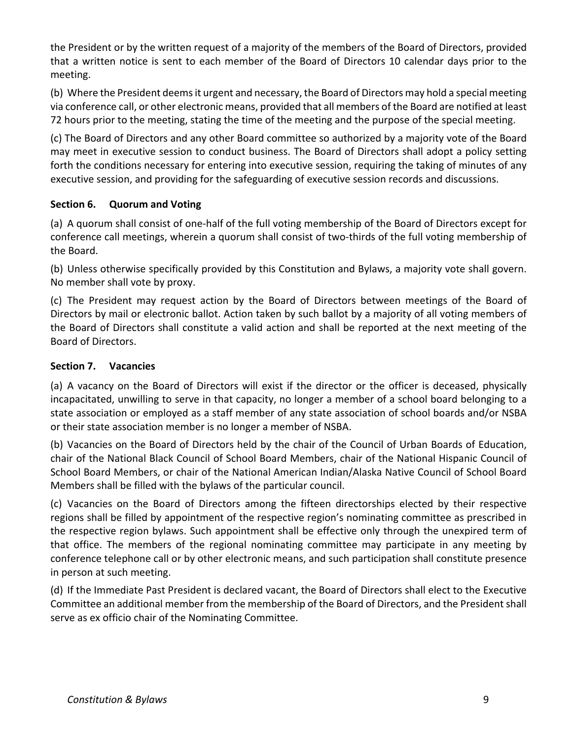the President or by the written request of a majority of the members of the Board of Directors, provided that a written notice is sent to each member of the Board of Directors 10 calendar days prior to the meeting.

(b) Where the President deems it urgent and necessary, the Board of Directors may hold a special meeting via conference call, or other electronic means, provided that all members of the Board are notified at least 72 hours prior to the meeting, stating the time of the meeting and the purpose of the special meeting.

(c) The Board of Directors and any other Board committee so authorized by a majority vote of the Board may meet in executive session to conduct business. The Board of Directors shall adopt a policy setting forth the conditions necessary for entering into executive session, requiring the taking of minutes of any executive session, and providing for the safeguarding of executive session records and discussions.

### Section 6. Quorum and Voting

(a) A quorum shall consist of one-half of the full voting membership of the Board of Directors except for conference call meetings, wherein a quorum shall consist of two-thirds of the full voting membership of the Board.

(b) Unless otherwise specifically provided by this Constitution and Bylaws, a majority vote shall govern. No member shall vote by proxy.

(c) The President may request action by the Board of Directors between meetings of the Board of Directors by mail or electronic ballot. Action taken by such ballot by a majority of all voting members of the Board of Directors shall constitute a valid action and shall be reported at the next meeting of the Board of Directors.

### Section 7. Vacancies

(a) A vacancy on the Board of Directors will exist if the director or the officer is deceased, physically incapacitated, unwilling to serve in that capacity, no longer a member of a school board belonging to a state association or employed as a staff member of any state association of school boards and/or NSBA or their state association member is no longer a member of NSBA.

(b) Vacancies on the Board of Directors held by the chair of the Council of Urban Boards of Education, chair of the National Black Council of School Board Members, chair of the National Hispanic Council of School Board Members, or chair of the National American Indian/Alaska Native Council of School Board Members shall be filled with the bylaws of the particular council.

(c) Vacancies on the Board of Directors among the fifteen directorships elected by their respective regions shall be filled by appointment of the respective region's nominating committee as prescribed in the respective region bylaws. Such appointment shall be effective only through the unexpired term of that office. The members of the regional nominating committee may participate in any meeting by conference telephone call or by other electronic means, and such participation shall constitute presence in person at such meeting.

(d) If the Immediate Past President is declared vacant, the Board of Directors shall elect to the Executive Committee an additional member from the membership of the Board of Directors, and the President shall serve as ex officio chair of the Nominating Committee.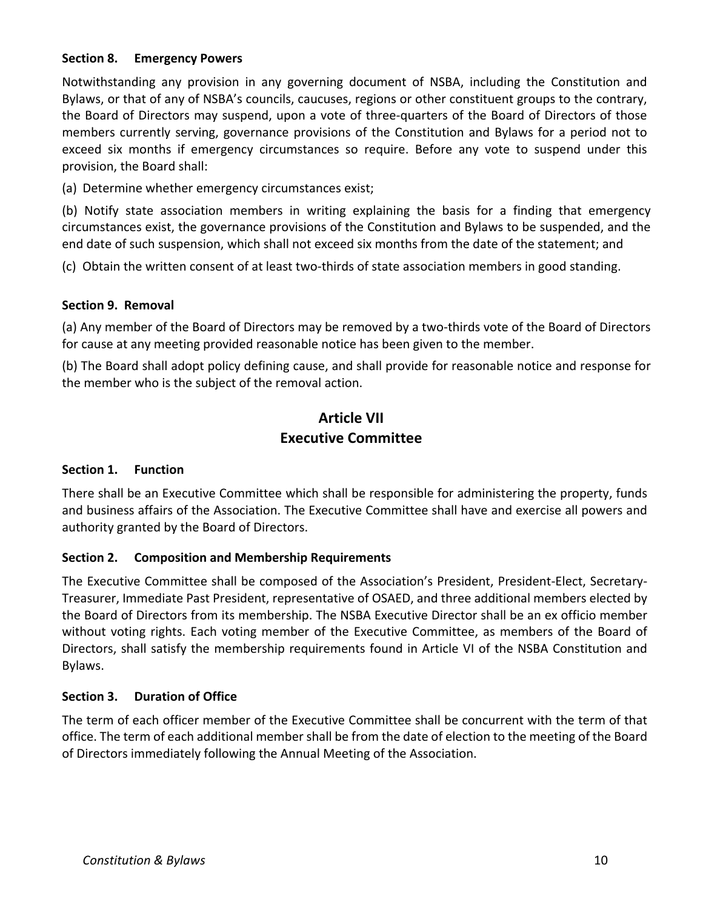**Section 8. Emergency Powers**

Notwithstanding any provision in any governing document of NSBA, including the Constitution and Bylaws, or that of any of NSBA's councils, caucuses, regions or other constituent groups to the contrary, the Board of Directors may suspend, upon a vote of three-quarters of the Board of Directors of those members currently serving, governance provisions of the Constitution and Bylaws for a period not to exceed six months if emergency circumstances so require. Before any vote to suspend under this provision, the Board shall:

(a) Determine whether emergency circumstances exist;

(b) Notify state association members in writing explaining the basis for a finding that emergency circumstances exist, the governance provisions of the Constitution and Bylaws to be suspended, and the end date of such suspension, which shall not exceed six months from the date of the statement; and

(c) Obtain the written consent of at least two-thirds of state association members in good standing.

**Section 9. Removal**

(a) Any member of the Board of Directors may be removed by a two-thirds vote of the Board of Directors for cause at any meeting provided reasonable notice has been given to the member.

(b) The Board shall adopt policy defining cause, and shall provide for reasonable notice and response for the member who is the subject of the removal action.

## Article VII
## Executive Committee

**Section 1. Function**

There shall be an Executive Committee which shall be responsible for administering the property, funds and business affairs of the Association. The Executive Committee shall have and exercise all powers and authority granted by the Board of Directors.

**Section 2. Composition and Membership Requirements**

The Executive Committee shall be composed of the Association's President, President-Elect, Secretary-Treasurer, Immediate Past President, representative of OSAED, and three additional members elected by the Board of Directors from its membership. The NSBA Executive Director shall be an ex officio member without voting rights. Each voting member of the Executive Committee, as members of the Board of Directors, shall satisfy the membership requirements found in Article VI of the NSBA Constitution and Bylaws.

**Section 3. Duration of Office**

The term of each officer member of the Executive Committee shall be concurrent with the term of that office. The term of each additional member shall be from the date of election to the meeting of the Board of Directors immediately following the Annual Meeting of the Association.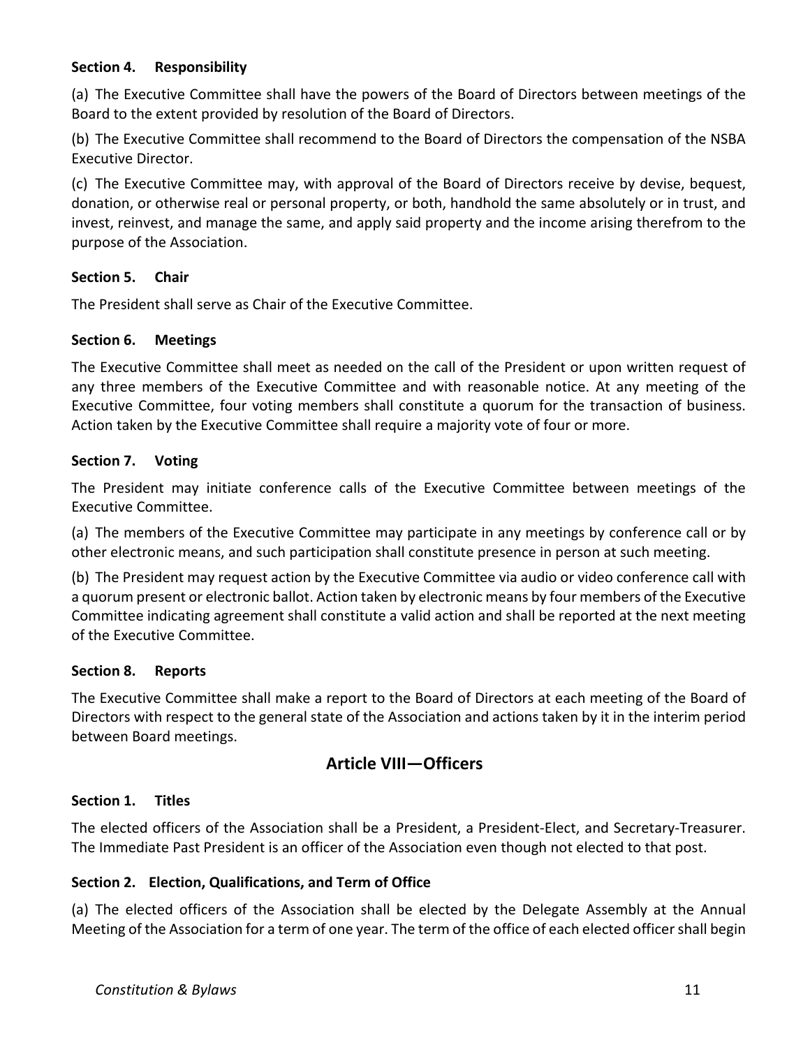**Section 4. Responsibility**

(a) The Executive Committee shall have the powers of the Board of Directors between meetings of the Board to the extent provided by resolution of the Board of Directors.

(b) The Executive Committee shall recommend to the Board of Directors the compensation of the NSBA Executive Director.

(c) The Executive Committee may, with approval of the Board of Directors receive by devise, bequest, donation, or otherwise real or personal property, or both, handhold the same absolutely or in trust, and invest, reinvest, and manage the same, and apply said property and the income arising therefrom to the purpose of the Association.

**Section 5. Chair**

The President shall serve as Chair of the Executive Committee.

**Section 6. Meetings**

The Executive Committee shall meet as needed on the call of the President or upon written request of any three members of the Executive Committee and with reasonable notice. At any meeting of the Executive Committee, four voting members shall constitute a quorum for the transaction of business. Action taken by the Executive Committee shall require a majority vote of four or more.

**Section 7. Voting**

The President may initiate conference calls of the Executive Committee between meetings of the Executive Committee.

(a) The members of the Executive Committee may participate in any meetings by conference call or by other electronic means, and such participation shall constitute presence in person at such meeting.

(b) The President may request action by the Executive Committee via audio or video conference call with a quorum present or electronic ballot. Action taken by electronic means by four members of the Executive Committee indicating agreement shall constitute a valid action and shall be reported at the next meeting of the Executive Committee.

**Section 8. Reports**

The Executive Committee shall make a report to the Board of Directors at each meeting of the Board of Directors with respect to the general state of the Association and actions taken by it in the interim period between Board meetings.

## Article VIII—Officers

**Section 1. Titles**

The elected officers of the Association shall be a President, a President-Elect, and Secretary-Treasurer. The Immediate Past President is an officer of the Association even though not elected to that post.

**Section 2. Election, Qualifications, and Term of Office**

(a) The elected officers of the Association shall be elected by the Delegate Assembly at the Annual Meeting of the Association for a term of one year. The term of the office of each elected officer shall begin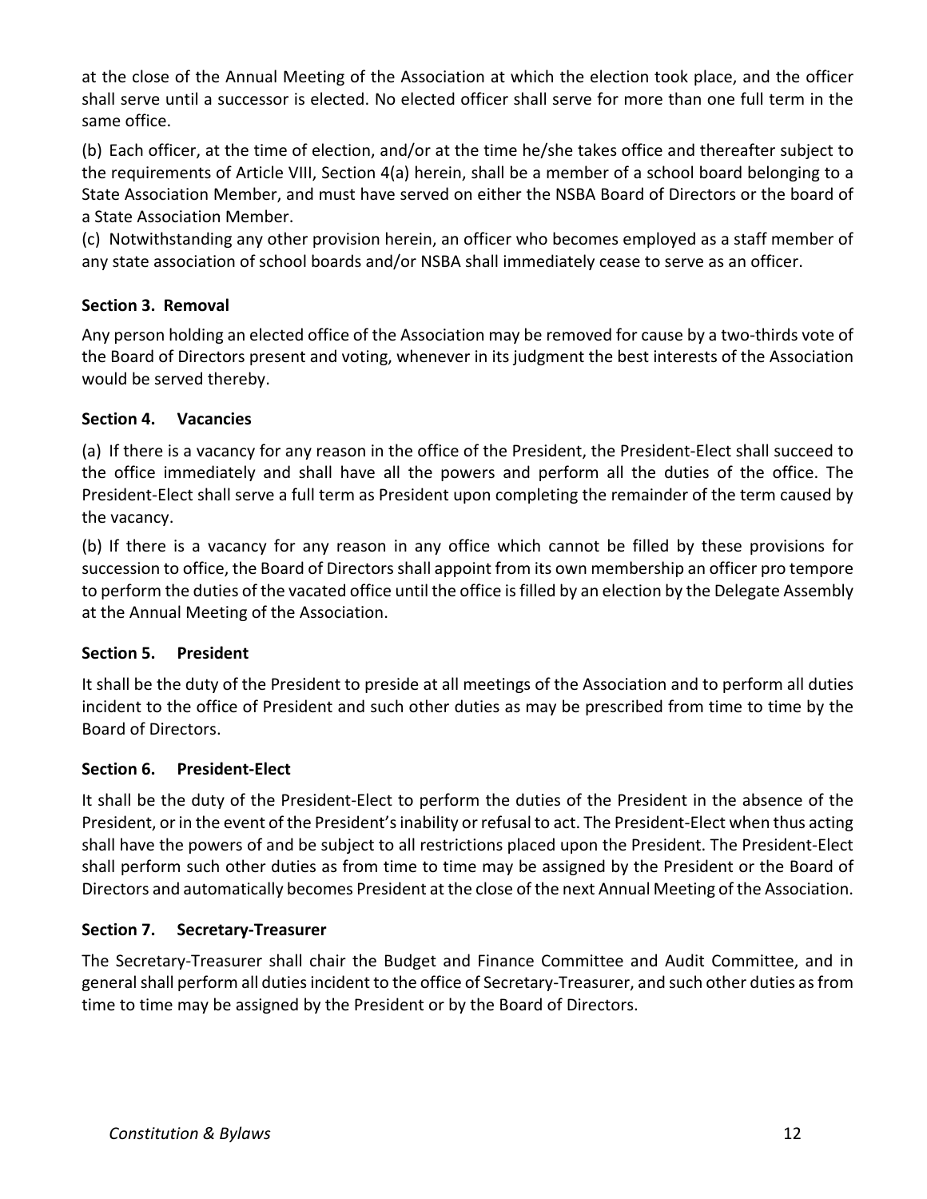at the close of the Annual Meeting of the Association at which the election took place, and the officer shall serve until a successor is elected. No elected officer shall serve for more than one full term in the same office.

(b) Each officer, at the time of election, and/or at the time he/she takes office and thereafter subject to the requirements of Article VIII, Section 4(a) herein, shall be a member of a school board belonging to a State Association Member, and must have served on either the NSBA Board of Directors or the board of a State Association Member.

(c) Notwithstanding any other provision herein, an officer who becomes employed as a staff member of any state association of school boards and/or NSBA shall immediately cease to serve as an officer.

**Section 3. Removal**

Any person holding an elected office of the Association may be removed for cause by a two-thirds vote of the Board of Directors present and voting, whenever in its judgment the best interests of the Association would be served thereby.

**Section 4. Vacancies**

(a) If there is a vacancy for any reason in the office of the President, the President-Elect shall succeed to the office immediately and shall have all the powers and perform all the duties of the office. The President-Elect shall serve a full term as President upon completing the remainder of the term caused by the vacancy.

(b) If there is a vacancy for any reason in any office which cannot be filled by these provisions for succession to office, the Board of Directors shall appoint from its own membership an officer pro tempore to perform the duties of the vacated office until the office is filled by an election by the Delegate Assembly at the Annual Meeting of the Association.

**Section 5. President**

It shall be the duty of the President to preside at all meetings of the Association and to perform all duties incident to the office of President and such other duties as may be prescribed from time to time by the Board of Directors.

**Section 6. President-Elect**

It shall be the duty of the President-Elect to perform the duties of the President in the absence of the President, or in the event of the President's inability or refusal to act. The President-Elect when thus acting shall have the powers of and be subject to all restrictions placed upon the President. The President-Elect shall perform such other duties as from time to time may be assigned by the President or the Board of Directors and automatically becomes President at the close of the next Annual Meeting of the Association.

**Section 7. Secretary-Treasurer**

The Secretary-Treasurer shall chair the Budget and Finance Committee and Audit Committee, and in general shall perform all duties incident to the office of Secretary-Treasurer, and such other duties as from time to time may be assigned by the President or by the Board of Directors.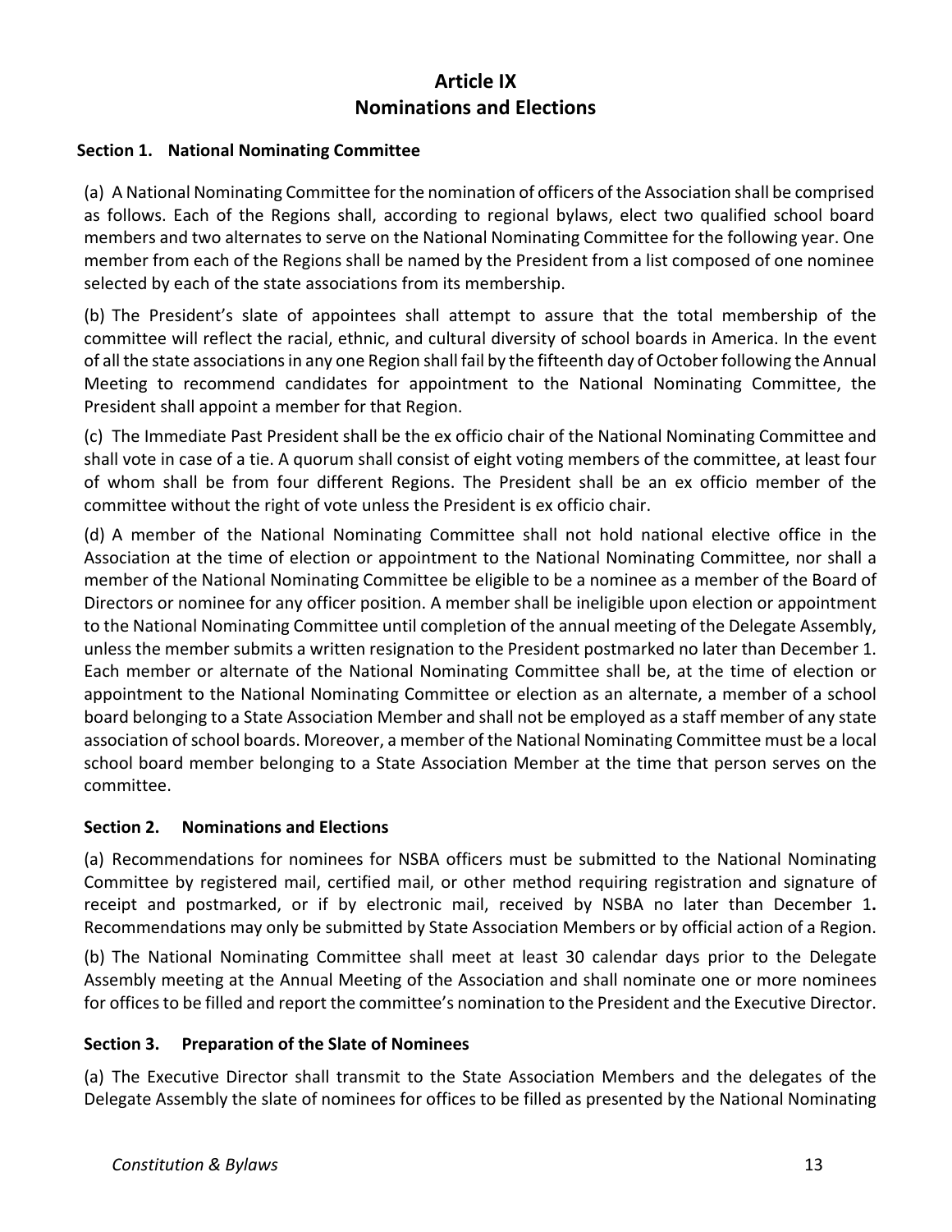# Article IX
# Nominations and Elections

### Section 1. National Nominating Committee

(a) A National Nominating Committee for the nomination of officers of the Association shall be comprised as follows. Each of the Regions shall, according to regional bylaws, elect two qualified school board members and two alternates to serve on the National Nominating Committee for the following year. One member from each of the Regions shall be named by the President from a list composed of one nominee selected by each of the state associations from its membership.

(b) The President's slate of appointees shall attempt to assure that the total membership of the committee will reflect the racial, ethnic, and cultural diversity of school boards in America. In the event of all the state associations in any one Region shall fail by the fifteenth day of October following the Annual Meeting to recommend candidates for appointment to the National Nominating Committee, the President shall appoint a member for that Region.

(c) The Immediate Past President shall be the ex officio chair of the National Nominating Committee and shall vote in case of a tie. A quorum shall consist of eight voting members of the committee, at least four of whom shall be from four different Regions. The President shall be an ex officio member of the committee without the right of vote unless the President is ex officio chair.

(d) A member of the National Nominating Committee shall not hold national elective office in the Association at the time of election or appointment to the National Nominating Committee, nor shall a member of the National Nominating Committee be eligible to be a nominee as a member of the Board of Directors or nominee for any officer position. A member shall be ineligible upon election or appointment to the National Nominating Committee until completion of the annual meeting of the Delegate Assembly, unless the member submits a written resignation to the President postmarked no later than December 1. Each member or alternate of the National Nominating Committee shall be, at the time of election or appointment to the National Nominating Committee or election as an alternate, a member of a school board belonging to a State Association Member and shall not be employed as a staff member of any state association of school boards. Moreover, a member of the National Nominating Committee must be a local school board member belonging to a State Association Member at the time that person serves on the committee.

### Section 2. Nominations and Elections

(a) Recommendations for nominees for NSBA officers must be submitted to the National Nominating Committee by registered mail, certified mail, or other method requiring registration and signature of receipt and postmarked, or if by electronic mail, received by NSBA no later than December 1**.** Recommendations may only be submitted by State Association Members or by official action of a Region.

(b) The National Nominating Committee shall meet at least 30 calendar days prior to the Delegate Assembly meeting at the Annual Meeting of the Association and shall nominate one or more nominees for offices to be filled and report the committee's nomination to the President and the Executive Director.

### Section 3. Preparation of the Slate of Nominees

(a) The Executive Director shall transmit to the State Association Members and the delegates of the Delegate Assembly the slate of nominees for offices to be filled as presented by the National Nominating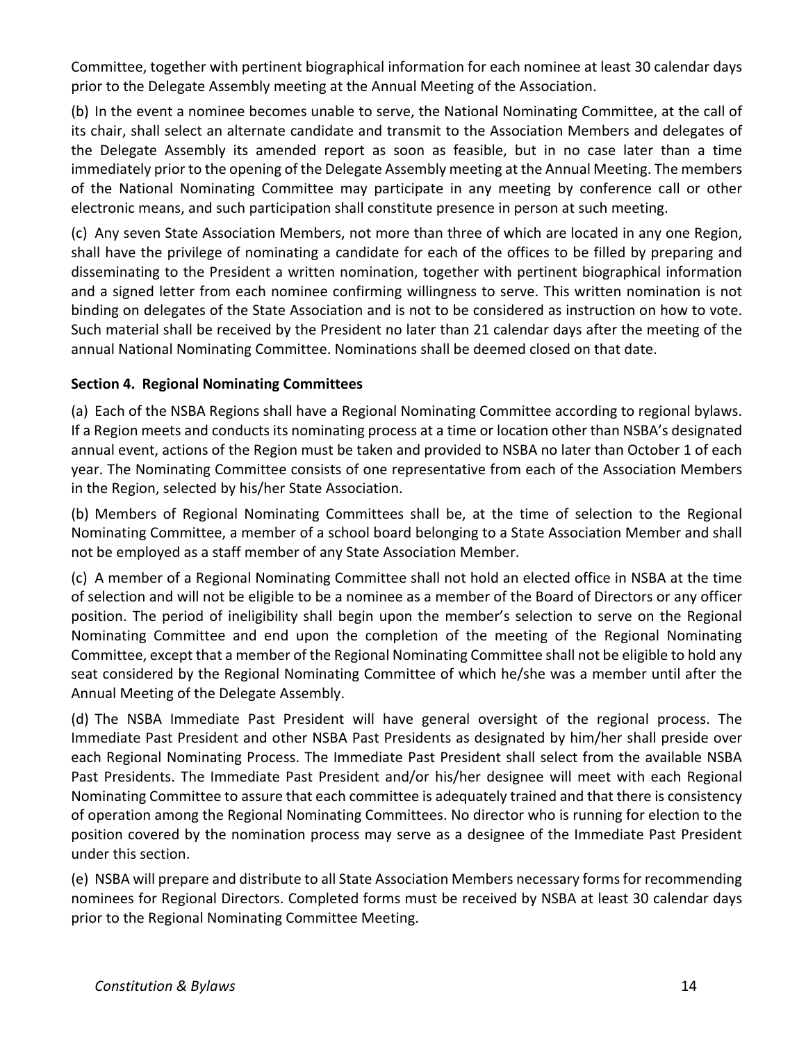Committee, together with pertinent biographical information for each nominee at least 30 calendar days prior to the Delegate Assembly meeting at the Annual Meeting of the Association.

(b) In the event a nominee becomes unable to serve, the National Nominating Committee, at the call of its chair, shall select an alternate candidate and transmit to the Association Members and delegates of the Delegate Assembly its amended report as soon as feasible, but in no case later than a time immediately prior to the opening of the Delegate Assembly meeting at the Annual Meeting. The members of the National Nominating Committee may participate in any meeting by conference call or other electronic means, and such participation shall constitute presence in person at such meeting.

(c) Any seven State Association Members, not more than three of which are located in any one Region, shall have the privilege of nominating a candidate for each of the offices to be filled by preparing and disseminating to the President a written nomination, together with pertinent biographical information and a signed letter from each nominee confirming willingness to serve. This written nomination is not binding on delegates of the State Association and is not to be considered as instruction on how to vote. Such material shall be received by the President no later than 21 calendar days after the meeting of the annual National Nominating Committee. Nominations shall be deemed closed on that date.

**Section 4. Regional Nominating Committees**

(a) Each of the NSBA Regions shall have a Regional Nominating Committee according to regional bylaws. If a Region meets and conducts its nominating process at a time or location other than NSBA's designated annual event, actions of the Region must be taken and provided to NSBA no later than October 1 of each year. The Nominating Committee consists of one representative from each of the Association Members in the Region, selected by his/her State Association.

(b) Members of Regional Nominating Committees shall be, at the time of selection to the Regional Nominating Committee, a member of a school board belonging to a State Association Member and shall not be employed as a staff member of any State Association Member.

(c) A member of a Regional Nominating Committee shall not hold an elected office in NSBA at the time of selection and will not be eligible to be a nominee as a member of the Board of Directors or any officer position. The period of ineligibility shall begin upon the member's selection to serve on the Regional Nominating Committee and end upon the completion of the meeting of the Regional Nominating Committee, except that a member of the Regional Nominating Committee shall not be eligible to hold any seat considered by the Regional Nominating Committee of which he/she was a member until after the Annual Meeting of the Delegate Assembly.

(d) The NSBA Immediate Past President will have general oversight of the regional process. The Immediate Past President and other NSBA Past Presidents as designated by him/her shall preside over each Regional Nominating Process. The Immediate Past President shall select from the available NSBA Past Presidents. The Immediate Past President and/or his/her designee will meet with each Regional Nominating Committee to assure that each committee is adequately trained and that there is consistency of operation among the Regional Nominating Committees. No director who is running for election to the position covered by the nomination process may serve as a designee of the Immediate Past President under this section.

(e) NSBA will prepare and distribute to all State Association Members necessary forms for recommending nominees for Regional Directors. Completed forms must be received by NSBA at least 30 calendar days prior to the Regional Nominating Committee Meeting.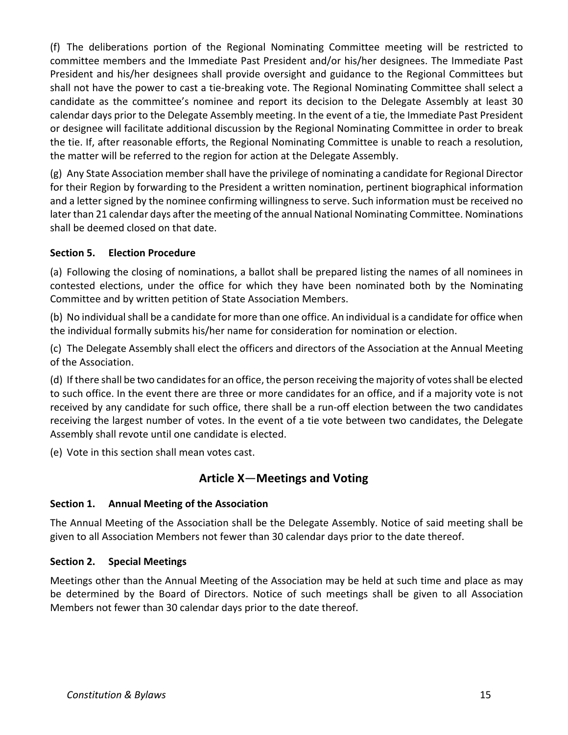(f) The deliberations portion of the Regional Nominating Committee meeting will be restricted to committee members and the Immediate Past President and/or his/her designees. The Immediate Past President and his/her designees shall provide oversight and guidance to the Regional Committees but shall not have the power to cast a tie-breaking vote. The Regional Nominating Committee shall select a candidate as the committee's nominee and report its decision to the Delegate Assembly at least 30 calendar days prior to the Delegate Assembly meeting. In the event of a tie, the Immediate Past President or designee will facilitate additional discussion by the Regional Nominating Committee in order to break the tie. If, after reasonable efforts, the Regional Nominating Committee is unable to reach a resolution, the matter will be referred to the region for action at the Delegate Assembly.

(g) Any State Association member shall have the privilege of nominating a candidate for Regional Director for their Region by forwarding to the President a written nomination, pertinent biographical information and a letter signed by the nominee confirming willingness to serve. Such information must be received no later than 21 calendar days after the meeting of the annual National Nominating Committee. Nominations shall be deemed closed on that date.

**Section 5. Election Procedure**

(a) Following the closing of nominations, a ballot shall be prepared listing the names of all nominees in contested elections, under the office for which they have been nominated both by the Nominating Committee and by written petition of State Association Members.

(b) No individual shall be a candidate for more than one office. An individual is a candidate for office when the individual formally submits his/her name for consideration for nomination or election.

(c) The Delegate Assembly shall elect the officers and directors of the Association at the Annual Meeting of the Association.

(d) If there shall be two candidates for an office, the person receiving the majority of votes shall be elected to such office. In the event there are three or more candidates for an office, and if a majority vote is not received by any candidate for such office, there shall be a run-off election between the two candidates receiving the largest number of votes. In the event of a tie vote between two candidates, the Delegate Assembly shall revote until one candidate is elected.

(e) Vote in this section shall mean votes cast.

## Article X—Meetings and Voting

**Section 1. Annual Meeting of the Association**

The Annual Meeting of the Association shall be the Delegate Assembly. Notice of said meeting shall be given to all Association Members not fewer than 30 calendar days prior to the date thereof.

**Section 2. Special Meetings**

Meetings other than the Annual Meeting of the Association may be held at such time and place as may be determined by the Board of Directors. Notice of such meetings shall be given to all Association Members not fewer than 30 calendar days prior to the date thereof.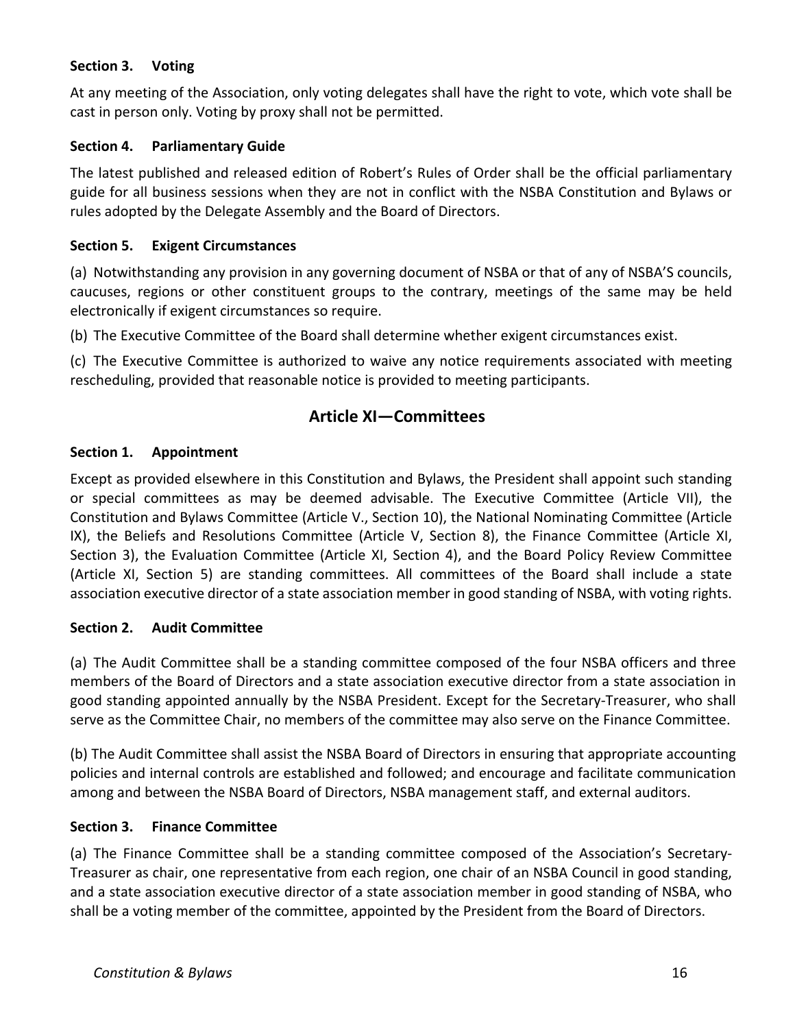**Section 3. Voting**

At any meeting of the Association, only voting delegates shall have the right to vote, which vote shall be cast in person only. Voting by proxy shall not be permitted.

**Section 4. Parliamentary Guide**

The latest published and released edition of Robert's Rules of Order shall be the official parliamentary guide for all business sessions when they are not in conflict with the NSBA Constitution and Bylaws or rules adopted by the Delegate Assembly and the Board of Directors.

**Section 5. Exigent Circumstances**

(a) Notwithstanding any provision in any governing document of NSBA or that of any of NSBA'S councils, caucuses, regions or other constituent groups to the contrary, meetings of the same may be held electronically if exigent circumstances so require.

(b) The Executive Committee of the Board shall determine whether exigent circumstances exist.

(c) The Executive Committee is authorized to waive any notice requirements associated with meeting rescheduling, provided that reasonable notice is provided to meeting participants.

## Article XI—Committees

**Section 1. Appointment**

Except as provided elsewhere in this Constitution and Bylaws, the President shall appoint such standing or special committees as may be deemed advisable. The Executive Committee (Article VII), the Constitution and Bylaws Committee (Article V., Section 10), the National Nominating Committee (Article IX), the Beliefs and Resolutions Committee (Article V, Section 8), the Finance Committee (Article XI, Section 3), the Evaluation Committee (Article XI, Section 4), and the Board Policy Review Committee (Article XI, Section 5) are standing committees. All committees of the Board shall include a state association executive director of a state association member in good standing of NSBA, with voting rights.

**Section 2. Audit Committee**

(a) The Audit Committee shall be a standing committee composed of the four NSBA officers and three members of the Board of Directors and a state association executive director from a state association in good standing appointed annually by the NSBA President. Except for the Secretary-Treasurer, who shall serve as the Committee Chair, no members of the committee may also serve on the Finance Committee.

(b) The Audit Committee shall assist the NSBA Board of Directors in ensuring that appropriate accounting policies and internal controls are established and followed; and encourage and facilitate communication among and between the NSBA Board of Directors, NSBA management staff, and external auditors.

**Section 3. Finance Committee**

(a) The Finance Committee shall be a standing committee composed of the Association's Secretary-Treasurer as chair, one representative from each region, one chair of an NSBA Council in good standing, and a state association executive director of a state association member in good standing of NSBA, who shall be a voting member of the committee, appointed by the President from the Board of Directors.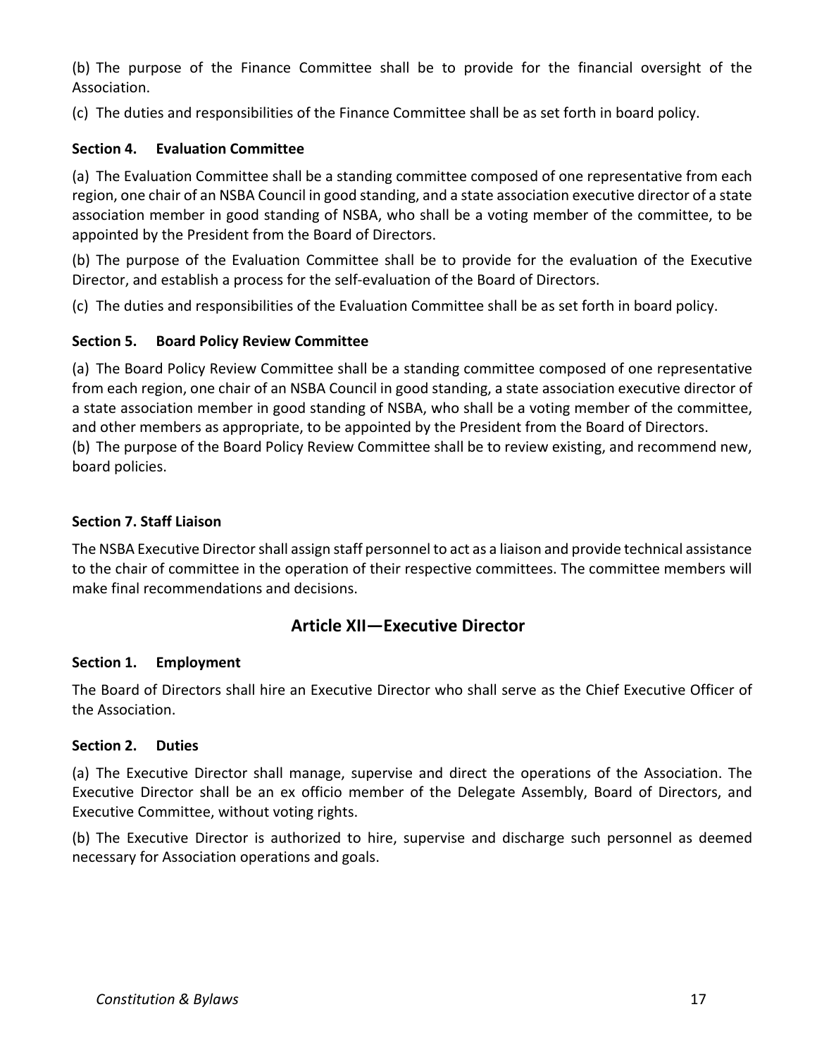(b) The purpose of the Finance Committee shall be to provide for the financial oversight of the Association.

(c) The duties and responsibilities of the Finance Committee shall be as set forth in board policy.

**Section 4. Evaluation Committee**

(a) The Evaluation Committee shall be a standing committee composed of one representative from each region, one chair of an NSBA Council in good standing, and a state association executive director of a state association member in good standing of NSBA, who shall be a voting member of the committee, to be appointed by the President from the Board of Directors.

(b) The purpose of the Evaluation Committee shall be to provide for the evaluation of the Executive Director, and establish a process for the self-evaluation of the Board of Directors.

(c) The duties and responsibilities of the Evaluation Committee shall be as set forth in board policy.

**Section 5. Board Policy Review Committee**

(a) The Board Policy Review Committee shall be a standing committee composed of one representative from each region, one chair of an NSBA Council in good standing, a state association executive director of a state association member in good standing of NSBA, who shall be a voting member of the committee, and other members as appropriate, to be appointed by the President from the Board of Directors.
(b) The purpose of the Board Policy Review Committee shall be to review existing, and recommend new, board policies.

**Section 7. Staff Liaison**

The NSBA Executive Director shall assign staff personnel to act as a liaison and provide technical assistance to the chair of committee in the operation of their respective committees. The committee members will make final recommendations and decisions.

## Article XII—Executive Director

**Section 1. Employment**

The Board of Directors shall hire an Executive Director who shall serve as the Chief Executive Officer of the Association.

**Section 2. Duties**

(a) The Executive Director shall manage, supervise and direct the operations of the Association. The Executive Director shall be an ex officio member of the Delegate Assembly, Board of Directors, and Executive Committee, without voting rights.

(b) The Executive Director is authorized to hire, supervise and discharge such personnel as deemed necessary for Association operations and goals.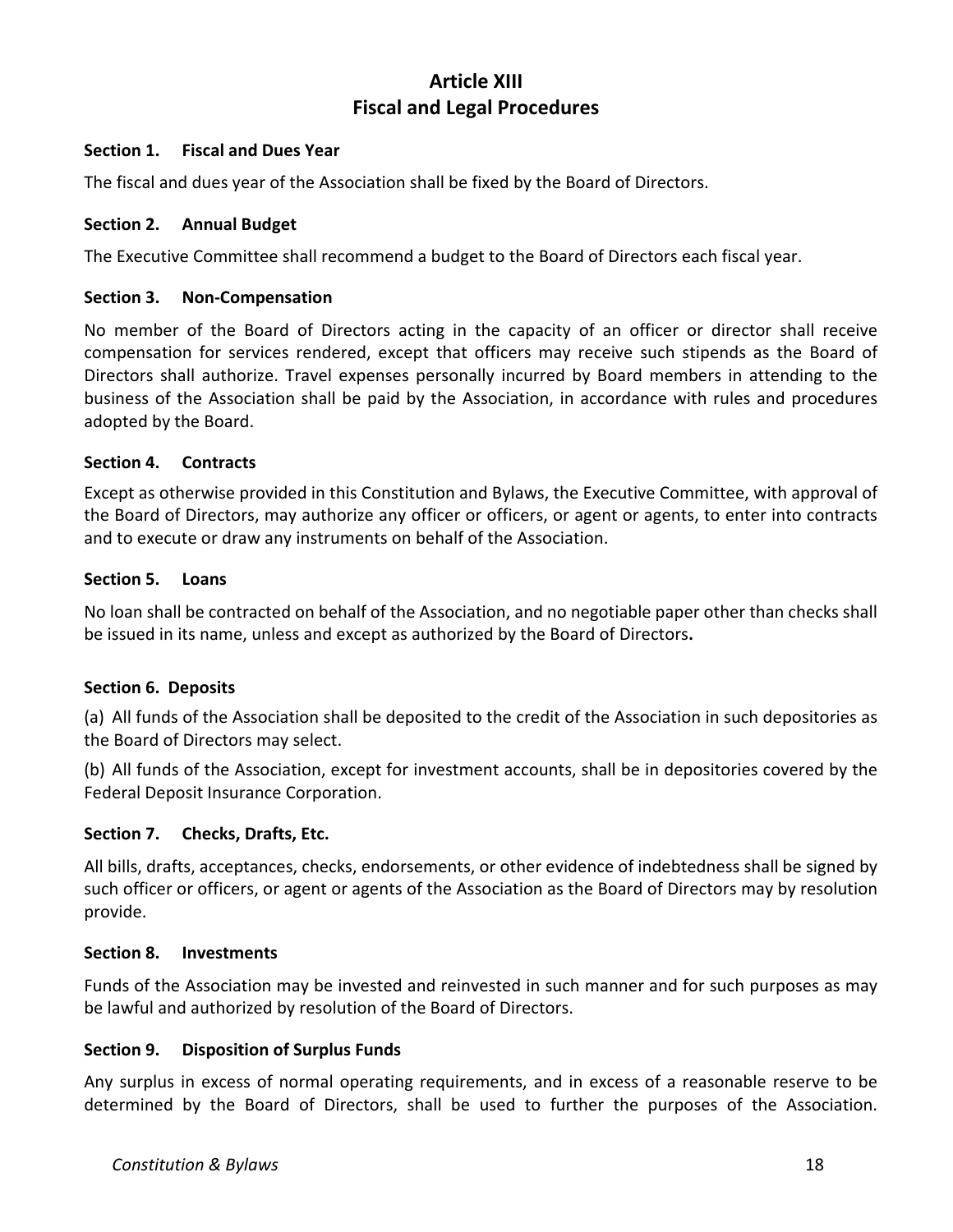# Article XIII
# Fiscal and Legal Procedures

### Section 1. Fiscal and Dues Year

The fiscal and dues year of the Association shall be fixed by the Board of Directors.

### Section 2. Annual Budget

The Executive Committee shall recommend a budget to the Board of Directors each fiscal year.

### Section 3. Non-Compensation

No member of the Board of Directors acting in the capacity of an officer or director shall receive compensation for services rendered, except that officers may receive such stipends as the Board of Directors shall authorize. Travel expenses personally incurred by Board members in attending to the business of the Association shall be paid by the Association, in accordance with rules and procedures adopted by the Board.

### Section 4. Contracts

Except as otherwise provided in this Constitution and Bylaws, the Executive Committee, with approval of the Board of Directors, may authorize any officer or officers, or agent or agents, to enter into contracts and to execute or draw any instruments on behalf of the Association.

### Section 5. Loans

No loan shall be contracted on behalf of the Association, and no negotiable paper other than checks shall be issued in its name, unless and except as authorized by the Board of Directors**.**

### Section 6. Deposits

(a) All funds of the Association shall be deposited to the credit of the Association in such depositories as the Board of Directors may select.

(b) All funds of the Association, except for investment accounts, shall be in depositories covered by the Federal Deposit Insurance Corporation.

### Section 7. Checks, Drafts, Etc.

All bills, drafts, acceptances, checks, endorsements, or other evidence of indebtedness shall be signed by such officer or officers, or agent or agents of the Association as the Board of Directors may by resolution provide.

### Section 8. Investments

Funds of the Association may be invested and reinvested in such manner and for such purposes as may be lawful and authorized by resolution of the Board of Directors.

### Section 9. Disposition of Surplus Funds

Any surplus in excess of normal operating requirements, and in excess of a reasonable reserve to be determined by the Board of Directors, shall be used to further the purposes of the Association.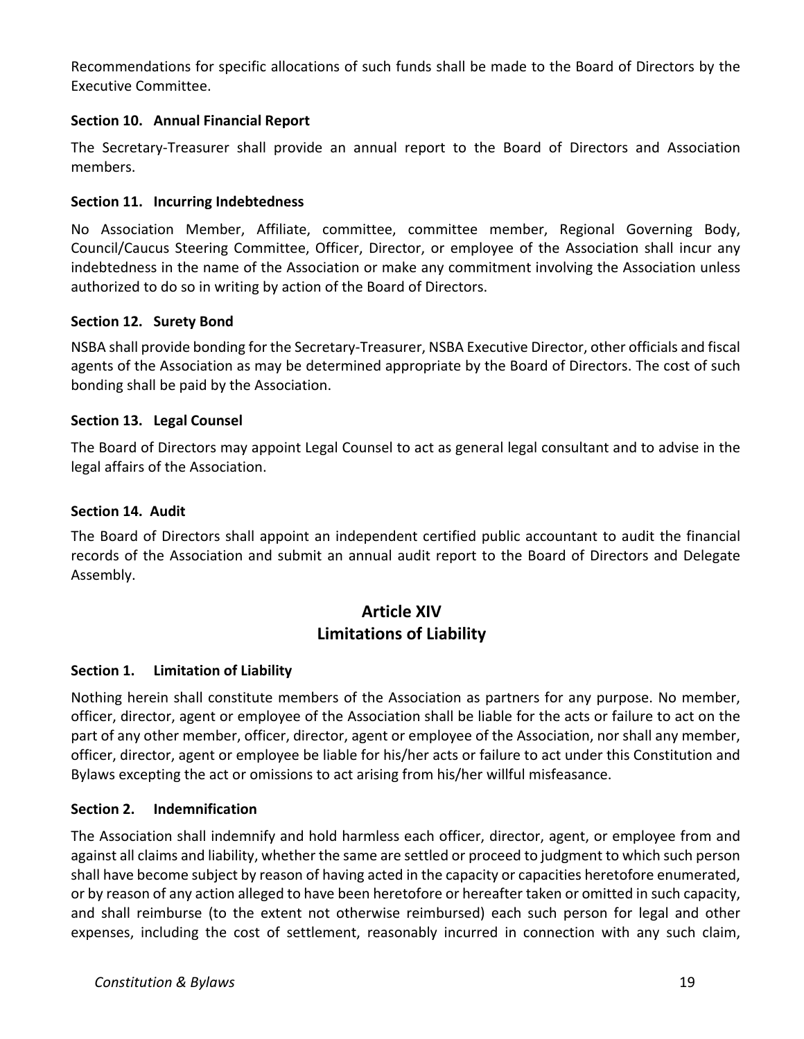Recommendations for specific allocations of such funds shall be made to the Board of Directors by the Executive Committee.

**Section 10. Annual Financial Report**

The Secretary-Treasurer shall provide an annual report to the Board of Directors and Association members.

**Section 11. Incurring Indebtedness**

No Association Member, Affiliate, committee, committee member, Regional Governing Body, Council/Caucus Steering Committee, Officer, Director, or employee of the Association shall incur any indebtedness in the name of the Association or make any commitment involving the Association unless authorized to do so in writing by action of the Board of Directors.

**Section 12. Surety Bond**

NSBA shall provide bonding for the Secretary-Treasurer, NSBA Executive Director, other officials and fiscal agents of the Association as may be determined appropriate by the Board of Directors. The cost of such bonding shall be paid by the Association.

**Section 13. Legal Counsel**

The Board of Directors may appoint Legal Counsel to act as general legal consultant and to advise in the legal affairs of the Association.

**Section 14. Audit**

The Board of Directors shall appoint an independent certified public accountant to audit the financial records of the Association and submit an annual audit report to the Board of Directors and Delegate Assembly.

## Article XIV
## Limitations of Liability

**Section 1. Limitation of Liability**

Nothing herein shall constitute members of the Association as partners for any purpose. No member, officer, director, agent or employee of the Association shall be liable for the acts or failure to act on the part of any other member, officer, director, agent or employee of the Association, nor shall any member, officer, director, agent or employee be liable for his/her acts or failure to act under this Constitution and Bylaws excepting the act or omissions to act arising from his/her willful misfeasance.

**Section 2. Indemnification**

The Association shall indemnify and hold harmless each officer, director, agent, or employee from and against all claims and liability, whether the same are settled or proceed to judgment to which such person shall have become subject by reason of having acted in the capacity or capacities heretofore enumerated, or by reason of any action alleged to have been heretofore or hereafter taken or omitted in such capacity, and shall reimburse (to the extent not otherwise reimbursed) each such person for legal and other expenses, including the cost of settlement, reasonably incurred in connection with any such claim,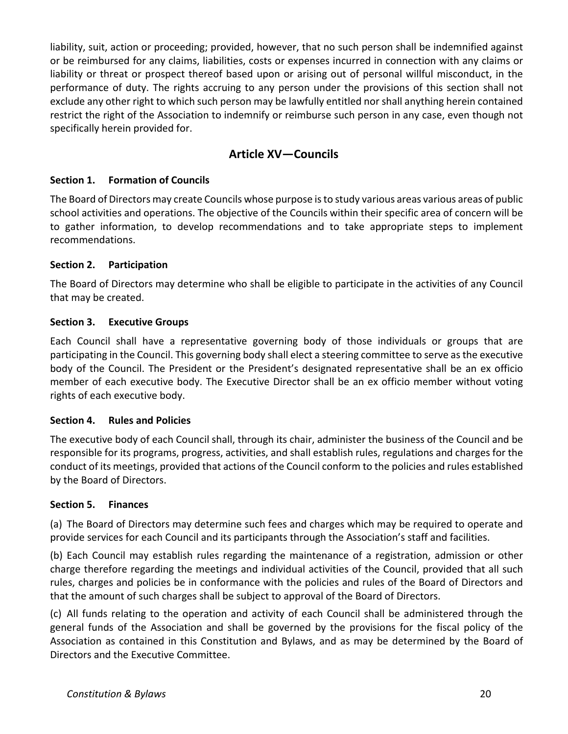liability, suit, action or proceeding; provided, however, that no such person shall be indemnified against or be reimbursed for any claims, liabilities, costs or expenses incurred in connection with any claims or liability or threat or prospect thereof based upon or arising out of personal willful misconduct, in the performance of duty. The rights accruing to any person under the provisions of this section shall not exclude any other right to which such person may be lawfully entitled nor shall anything herein contained restrict the right of the Association to indemnify or reimburse such person in any case, even though not specifically herein provided for.

## Article XV—Councils

### Section 1. Formation of Councils

The Board of Directors may create Councils whose purpose is to study various areas various areas of public school activities and operations. The objective of the Councils within their specific area of concern will be to gather information, to develop recommendations and to take appropriate steps to implement recommendations.

### Section 2. Participation

The Board of Directors may determine who shall be eligible to participate in the activities of any Council that may be created.

### Section 3. Executive Groups

Each Council shall have a representative governing body of those individuals or groups that are participating in the Council. This governing body shall elect a steering committee to serve as the executive body of the Council. The President or the President's designated representative shall be an ex officio member of each executive body. The Executive Director shall be an ex officio member without voting rights of each executive body.

### Section 4. Rules and Policies

The executive body of each Council shall, through its chair, administer the business of the Council and be responsible for its programs, progress, activities, and shall establish rules, regulations and charges for the conduct of its meetings, provided that actions of the Council conform to the policies and rules established by the Board of Directors.

### Section 5. Finances

(a) The Board of Directors may determine such fees and charges which may be required to operate and provide services for each Council and its participants through the Association's staff and facilities.

(b) Each Council may establish rules regarding the maintenance of a registration, admission or other charge therefore regarding the meetings and individual activities of the Council, provided that all such rules, charges and policies be in conformance with the policies and rules of the Board of Directors and that the amount of such charges shall be subject to approval of the Board of Directors.

(c) All funds relating to the operation and activity of each Council shall be administered through the general funds of the Association and shall be governed by the provisions for the fiscal policy of the Association as contained in this Constitution and Bylaws, and as may be determined by the Board of Directors and the Executive Committee.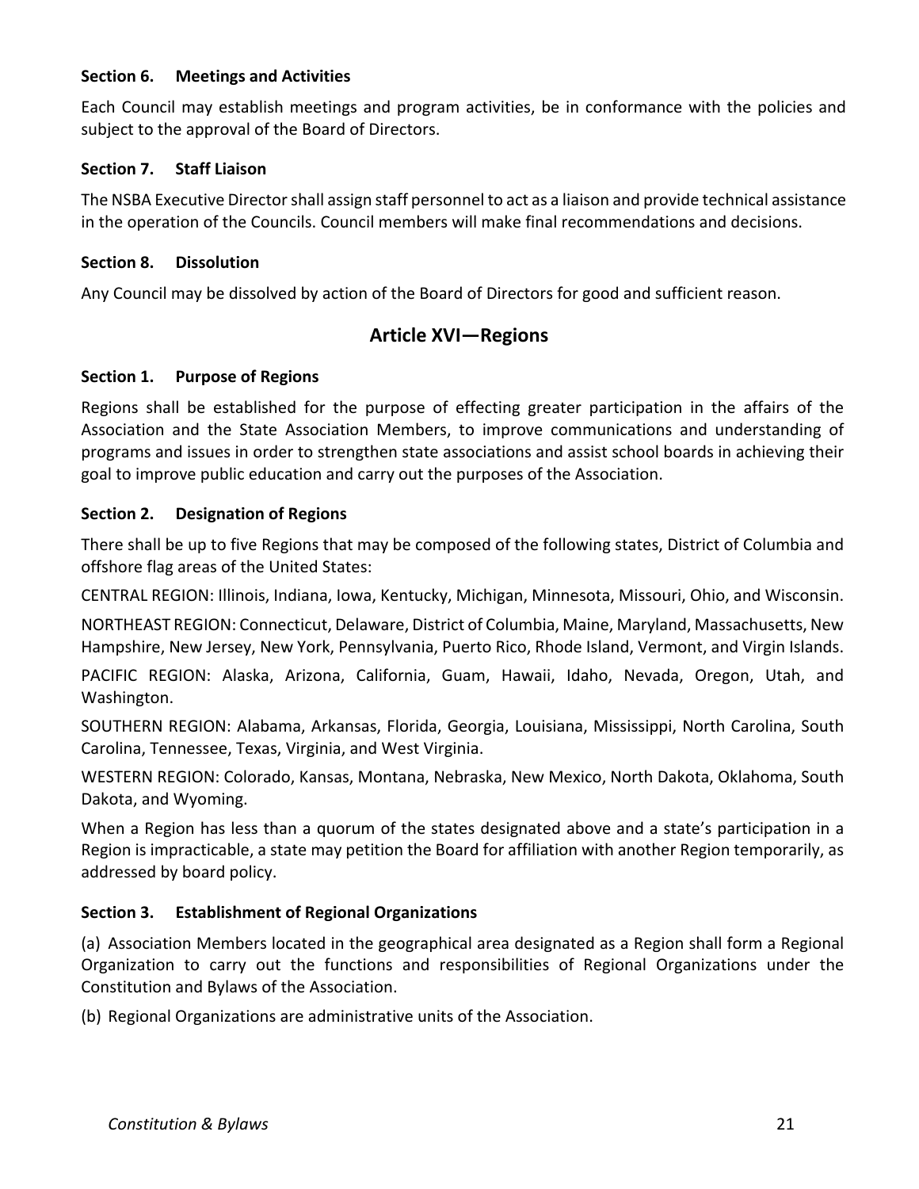#### Section 6. Meetings and Activities

Each Council may establish meetings and program activities, be in conformance with the policies and subject to the approval of the Board of Directors.

#### Section 7. Staff Liaison

The NSBA Executive Director shall assign staff personnel to act as a liaison and provide technical assistance in the operation of the Councils. Council members will make final recommendations and decisions.

#### Section 8. Dissolution

Any Council may be dissolved by action of the Board of Directors for good and sufficient reason.

## Article XVI—Regions

#### Section 1. Purpose of Regions

Regions shall be established for the purpose of effecting greater participation in the affairs of the Association and the State Association Members, to improve communications and understanding of programs and issues in order to strengthen state associations and assist school boards in achieving their goal to improve public education and carry out the purposes of the Association.

#### Section 2. Designation of Regions

There shall be up to five Regions that may be composed of the following states, District of Columbia and offshore flag areas of the United States:

CENTRAL REGION: Illinois, Indiana, Iowa, Kentucky, Michigan, Minnesota, Missouri, Ohio, and Wisconsin.

NORTHEAST REGION: Connecticut, Delaware, District of Columbia, Maine, Maryland, Massachusetts, New Hampshire, New Jersey, New York, Pennsylvania, Puerto Rico, Rhode Island, Vermont, and Virgin Islands.

PACIFIC REGION: Alaska, Arizona, California, Guam, Hawaii, Idaho, Nevada, Oregon, Utah, and Washington.

SOUTHERN REGION: Alabama, Arkansas, Florida, Georgia, Louisiana, Mississippi, North Carolina, South Carolina, Tennessee, Texas, Virginia, and West Virginia.

WESTERN REGION: Colorado, Kansas, Montana, Nebraska, New Mexico, North Dakota, Oklahoma, South Dakota, and Wyoming.

When a Region has less than a quorum of the states designated above and a state's participation in a Region is impracticable, a state may petition the Board for affiliation with another Region temporarily, as addressed by board policy.

#### Section 3. Establishment of Regional Organizations

(a) Association Members located in the geographical area designated as a Region shall form a Regional Organization to carry out the functions and responsibilities of Regional Organizations under the Constitution and Bylaws of the Association.

(b) Regional Organizations are administrative units of the Association.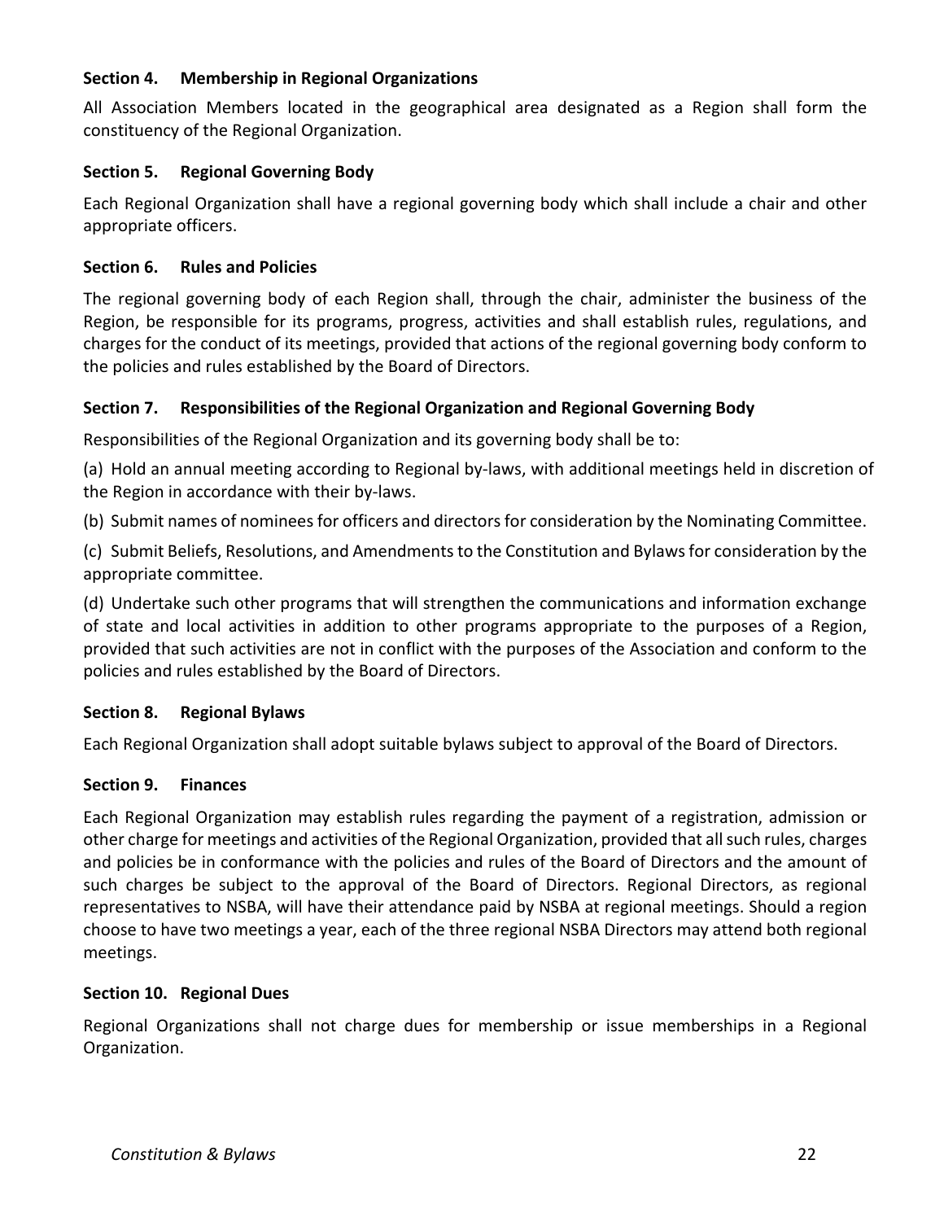### Section 4. Membership in Regional Organizations

All Association Members located in the geographical area designated as a Region shall form the constituency of the Regional Organization.

### Section 5. Regional Governing Body

Each Regional Organization shall have a regional governing body which shall include a chair and other appropriate officers.

### Section 6. Rules and Policies

The regional governing body of each Region shall, through the chair, administer the business of the Region, be responsible for its programs, progress, activities and shall establish rules, regulations, and charges for the conduct of its meetings, provided that actions of the regional governing body conform to the policies and rules established by the Board of Directors.

### Section 7. Responsibilities of the Regional Organization and Regional Governing Body

Responsibilities of the Regional Organization and its governing body shall be to:

(a) Hold an annual meeting according to Regional by-laws, with additional meetings held in discretion of the Region in accordance with their by-laws.

(b) Submit names of nominees for officers and directors for consideration by the Nominating Committee.

(c) Submit Beliefs, Resolutions, and Amendments to the Constitution and Bylaws for consideration by the appropriate committee.

(d) Undertake such other programs that will strengthen the communications and information exchange of state and local activities in addition to other programs appropriate to the purposes of a Region, provided that such activities are not in conflict with the purposes of the Association and conform to the policies and rules established by the Board of Directors.

### Section 8. Regional Bylaws

Each Regional Organization shall adopt suitable bylaws subject to approval of the Board of Directors.

### Section 9. Finances

Each Regional Organization may establish rules regarding the payment of a registration, admission or other charge for meetings and activities of the Regional Organization, provided that all such rules, charges and policies be in conformance with the policies and rules of the Board of Directors and the amount of such charges be subject to the approval of the Board of Directors. Regional Directors, as regional representatives to NSBA, will have their attendance paid by NSBA at regional meetings. Should a region choose to have two meetings a year, each of the three regional NSBA Directors may attend both regional meetings.

### Section 10. Regional Dues

Regional Organizations shall not charge dues for membership or issue memberships in a Regional Organization.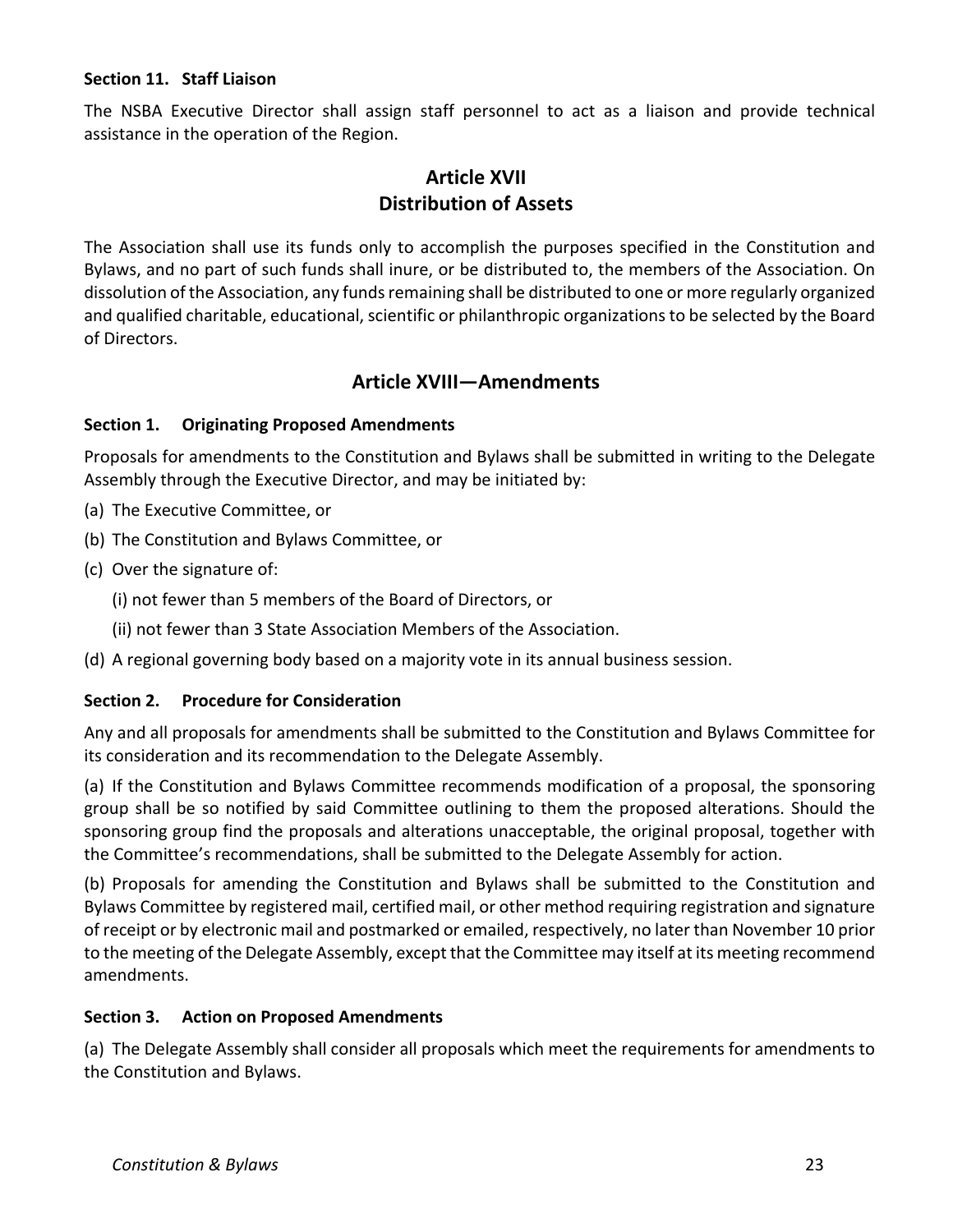### Section 11. Staff Liaison

The NSBA Executive Director shall assign staff personnel to act as a liaison and provide technical assistance in the operation of the Region.

## Article XVII
## Distribution of Assets

The Association shall use its funds only to accomplish the purposes specified in the Constitution and Bylaws, and no part of such funds shall inure, or be distributed to, the members of the Association. On dissolution of the Association, any funds remaining shall be distributed to one or more regularly organized and qualified charitable, educational, scientific or philanthropic organizations to be selected by the Board of Directors.

## Article XVIII—Amendments

### Section 1. Originating Proposed Amendments

Proposals for amendments to the Constitution and Bylaws shall be submitted in writing to the Delegate Assembly through the Executive Director, and may be initiated by:

(a) The Executive Committee, or

(b) The Constitution and Bylaws Committee, or

(c) Over the signature of:

   (i) not fewer than 5 members of the Board of Directors, or

   (ii) not fewer than 3 State Association Members of the Association.

(d) A regional governing body based on a majority vote in its annual business session.

### Section 2. Procedure for Consideration

Any and all proposals for amendments shall be submitted to the Constitution and Bylaws Committee for its consideration and its recommendation to the Delegate Assembly.

(a) If the Constitution and Bylaws Committee recommends modification of a proposal, the sponsoring group shall be so notified by said Committee outlining to them the proposed alterations. Should the sponsoring group find the proposals and alterations unacceptable, the original proposal, together with the Committee's recommendations, shall be submitted to the Delegate Assembly for action.

(b) Proposals for amending the Constitution and Bylaws shall be submitted to the Constitution and Bylaws Committee by registered mail, certified mail, or other method requiring registration and signature of receipt or by electronic mail and postmarked or emailed, respectively, no later than November 10 prior to the meeting of the Delegate Assembly, except that the Committee may itself at its meeting recommend amendments.

### Section 3. Action on Proposed Amendments

(a) The Delegate Assembly shall consider all proposals which meet the requirements for amendments to the Constitution and Bylaws.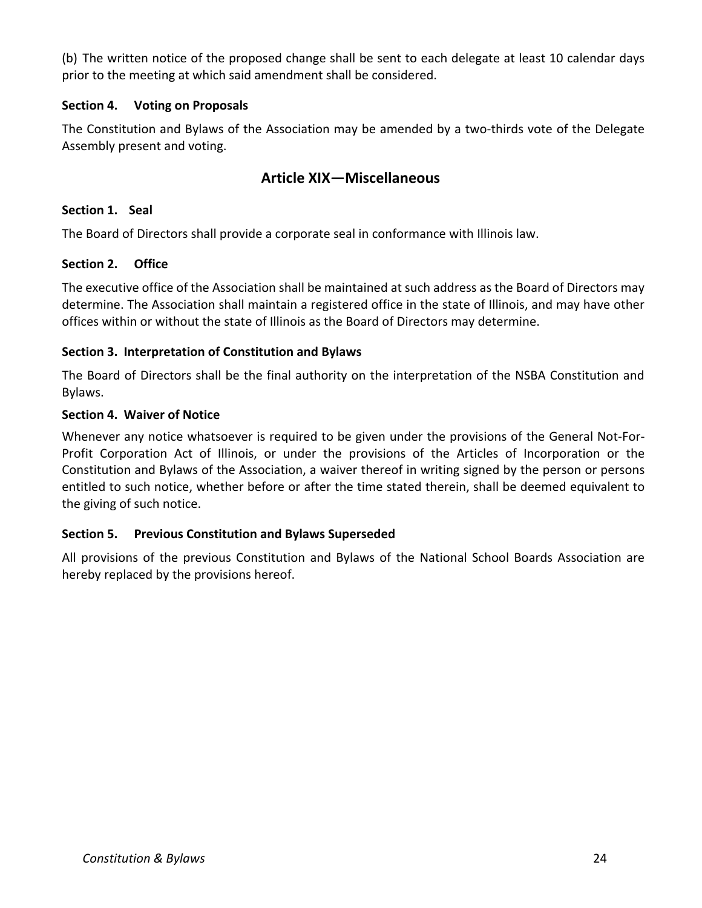(b) The written notice of the proposed change shall be sent to each delegate at least 10 calendar days prior to the meeting at which said amendment shall be considered.

**Section 4. Voting on Proposals**

The Constitution and Bylaws of the Association may be amended by a two-thirds vote of the Delegate Assembly present and voting.

## Article XIX—Miscellaneous

**Section 1. Seal**

The Board of Directors shall provide a corporate seal in conformance with Illinois law.

**Section 2. Office**

The executive office of the Association shall be maintained at such address as the Board of Directors may determine. The Association shall maintain a registered office in the state of Illinois, and may have other offices within or without the state of Illinois as the Board of Directors may determine.

**Section 3. Interpretation of Constitution and Bylaws**

The Board of Directors shall be the final authority on the interpretation of the NSBA Constitution and Bylaws.

**Section 4. Waiver of Notice**

Whenever any notice whatsoever is required to be given under the provisions of the General Not-For-Profit Corporation Act of Illinois, or under the provisions of the Articles of Incorporation or the Constitution and Bylaws of the Association, a waiver thereof in writing signed by the person or persons entitled to such notice, whether before or after the time stated therein, shall be deemed equivalent to the giving of such notice.

**Section 5. Previous Constitution and Bylaws Superseded**

All provisions of the previous Constitution and Bylaws of the National School Boards Association are hereby replaced by the provisions hereof.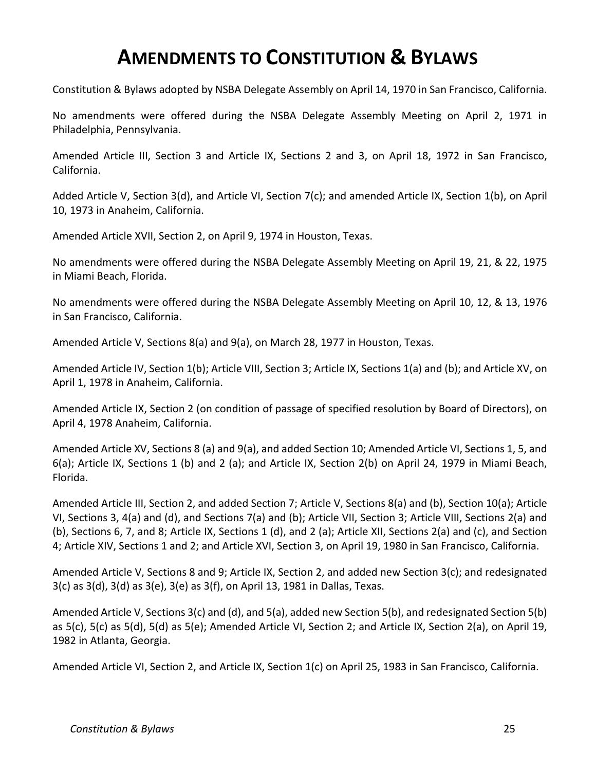# AMENDMENTS TO CONSTITUTION & BYLAWS

Constitution & Bylaws adopted by NSBA Delegate Assembly on April 14, 1970 in San Francisco, California.

No amendments were offered during the NSBA Delegate Assembly Meeting on April 2, 1971 in Philadelphia, Pennsylvania.

Amended Article III, Section 3 and Article IX, Sections 2 and 3, on April 18, 1972 in San Francisco, California.

Added Article V, Section 3(d), and Article VI, Section 7(c); and amended Article IX, Section 1(b), on April 10, 1973 in Anaheim, California.

Amended Article XVII, Section 2, on April 9, 1974 in Houston, Texas.

No amendments were offered during the NSBA Delegate Assembly Meeting on April 19, 21, & 22, 1975 in Miami Beach, Florida.

No amendments were offered during the NSBA Delegate Assembly Meeting on April 10, 12, & 13, 1976 in San Francisco, California.

Amended Article V, Sections 8(a) and 9(a), on March 28, 1977 in Houston, Texas.

Amended Article IV, Section 1(b); Article VIII, Section 3; Article IX, Sections 1(a) and (b); and Article XV, on April 1, 1978 in Anaheim, California.

Amended Article IX, Section 2 (on condition of passage of specified resolution by Board of Directors), on April 4, 1978 Anaheim, California.

Amended Article XV, Sections 8 (a) and 9(a), and added Section 10; Amended Article VI, Sections 1, 5, and 6(a); Article IX, Sections 1 (b) and 2 (a); and Article IX, Section 2(b) on April 24, 1979 in Miami Beach, Florida.

Amended Article III, Section 2, and added Section 7; Article V, Sections 8(a) and (b), Section 10(a); Article VI, Sections 3, 4(a) and (d), and Sections 7(a) and (b); Article VII, Section 3; Article VIII, Sections 2(a) and (b), Sections 6, 7, and 8; Article IX, Sections 1 (d), and 2 (a); Article XII, Sections 2(a) and (c), and Section 4; Article XIV, Sections 1 and 2; and Article XVI, Section 3, on April 19, 1980 in San Francisco, California.

Amended Article V, Sections 8 and 9; Article IX, Section 2, and added new Section 3(c); and redesignated 3(c) as 3(d), 3(d) as 3(e), 3(e) as 3(f), on April 13, 1981 in Dallas, Texas.

Amended Article V, Sections 3(c) and (d), and 5(a), added new Section 5(b), and redesignated Section 5(b) as 5(c), 5(c) as 5(d), 5(d) as 5(e); Amended Article VI, Section 2; and Article IX, Section 2(a), on April 19, 1982 in Atlanta, Georgia.

Amended Article VI, Section 2, and Article IX, Section 1(c) on April 25, 1983 in San Francisco, California.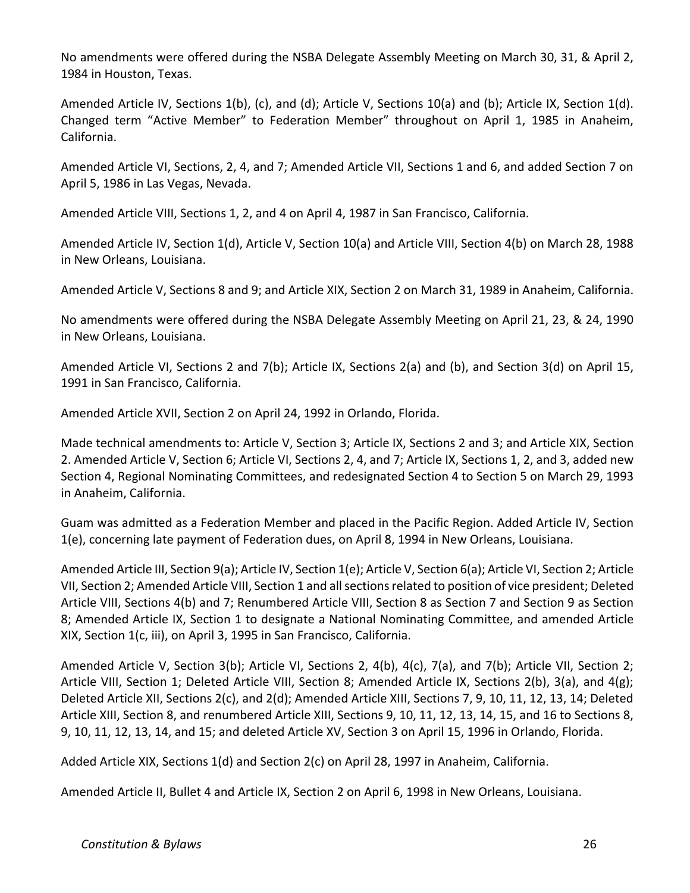No amendments were offered during the NSBA Delegate Assembly Meeting on March 30, 31, & April 2, 1984 in Houston, Texas.

Amended Article IV, Sections 1(b), (c), and (d); Article V, Sections 10(a) and (b); Article IX, Section 1(d). Changed term "Active Member" to Federation Member" throughout on April 1, 1985 in Anaheim, California.

Amended Article VI, Sections, 2, 4, and 7; Amended Article VII, Sections 1 and 6, and added Section 7 on April 5, 1986 in Las Vegas, Nevada.

Amended Article VIII, Sections 1, 2, and 4 on April 4, 1987 in San Francisco, California.

Amended Article IV, Section 1(d), Article V, Section 10(a) and Article VIII, Section 4(b) on March 28, 1988 in New Orleans, Louisiana.

Amended Article V, Sections 8 and 9; and Article XIX, Section 2 on March 31, 1989 in Anaheim, California.

No amendments were offered during the NSBA Delegate Assembly Meeting on April 21, 23, & 24, 1990 in New Orleans, Louisiana.

Amended Article VI, Sections 2 and 7(b); Article IX, Sections 2(a) and (b), and Section 3(d) on April 15, 1991 in San Francisco, California.

Amended Article XVII, Section 2 on April 24, 1992 in Orlando, Florida.

Made technical amendments to: Article V, Section 3; Article IX, Sections 2 and 3; and Article XIX, Section 2. Amended Article V, Section 6; Article VI, Sections 2, 4, and 7; Article IX, Sections 1, 2, and 3, added new Section 4, Regional Nominating Committees, and redesignated Section 4 to Section 5 on March 29, 1993 in Anaheim, California.

Guam was admitted as a Federation Member and placed in the Pacific Region. Added Article IV, Section 1(e), concerning late payment of Federation dues, on April 8, 1994 in New Orleans, Louisiana.

Amended Article III, Section 9(a); Article IV, Section 1(e); Article V, Section 6(a); Article VI, Section 2; Article VII, Section 2; Amended Article VIII, Section 1 and all sections related to position of vice president; Deleted Article VIII, Sections 4(b) and 7; Renumbered Article VIII, Section 8 as Section 7 and Section 9 as Section 8; Amended Article IX, Section 1 to designate a National Nominating Committee, and amended Article XIX, Section 1(c, iii), on April 3, 1995 in San Francisco, California.

Amended Article V, Section 3(b); Article VI, Sections 2, 4(b), 4(c), 7(a), and 7(b); Article VII, Section 2; Article VIII, Section 1; Deleted Article VIII, Section 8; Amended Article IX, Sections 2(b), 3(a), and 4(g); Deleted Article XII, Sections 2(c), and 2(d); Amended Article XIII, Sections 7, 9, 10, 11, 12, 13, 14; Deleted Article XIII, Section 8, and renumbered Article XIII, Sections 9, 10, 11, 12, 13, 14, 15, and 16 to Sections 8, 9, 10, 11, 12, 13, 14, and 15; and deleted Article XV, Section 3 on April 15, 1996 in Orlando, Florida.

Added Article XIX, Sections 1(d) and Section 2(c) on April 28, 1997 in Anaheim, California.

Amended Article II, Bullet 4 and Article IX, Section 2 on April 6, 1998 in New Orleans, Louisiana.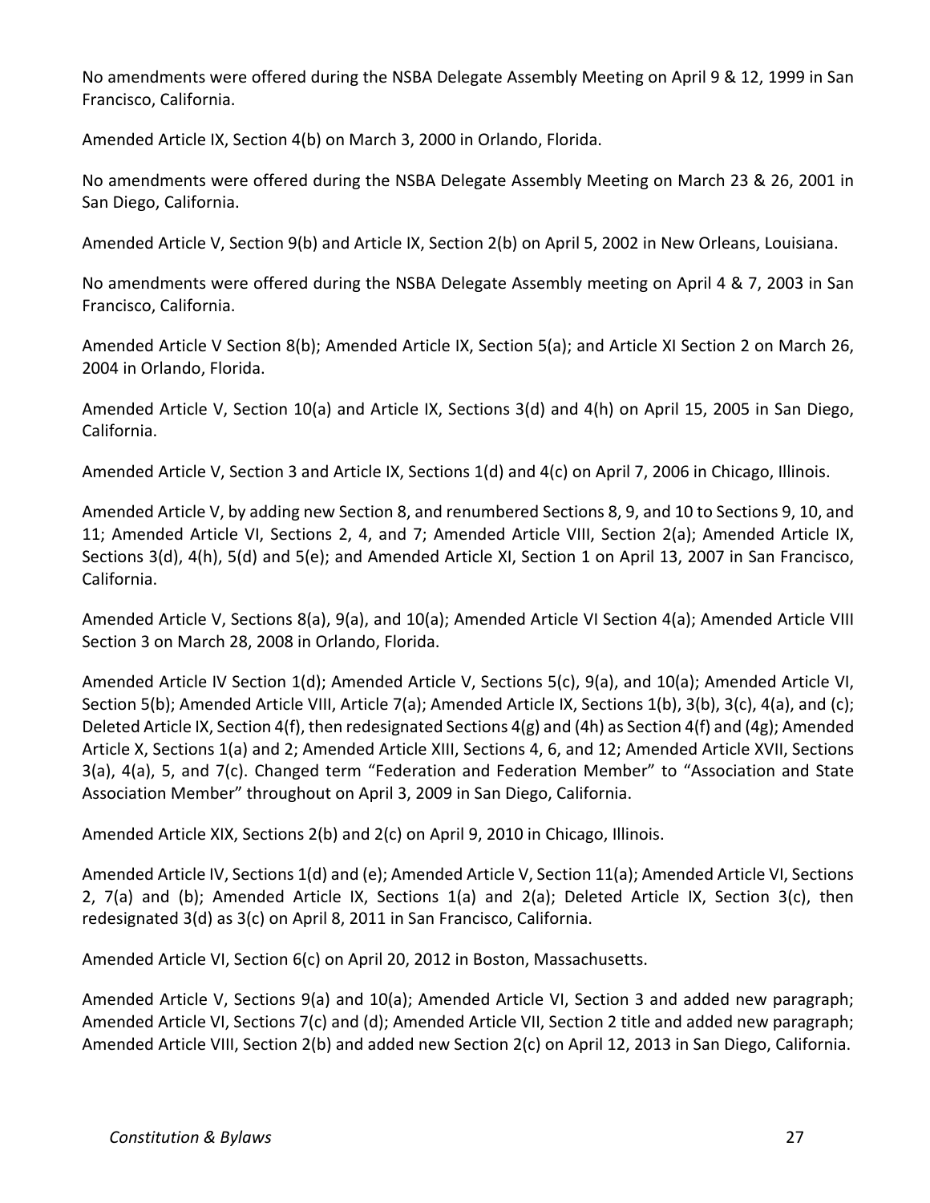No amendments were offered during the NSBA Delegate Assembly Meeting on April 9 & 12, 1999 in San Francisco, California.

Amended Article IX, Section 4(b) on March 3, 2000 in Orlando, Florida.

No amendments were offered during the NSBA Delegate Assembly Meeting on March 23 & 26, 2001 in San Diego, California.

Amended Article V, Section 9(b) and Article IX, Section 2(b) on April 5, 2002 in New Orleans, Louisiana.

No amendments were offered during the NSBA Delegate Assembly meeting on April 4 & 7, 2003 in San Francisco, California.

Amended Article V Section 8(b); Amended Article IX, Section 5(a); and Article XI Section 2 on March 26, 2004 in Orlando, Florida.

Amended Article V, Section 10(a) and Article IX, Sections 3(d) and 4(h) on April 15, 2005 in San Diego, California.

Amended Article V, Section 3 and Article IX, Sections 1(d) and 4(c) on April 7, 2006 in Chicago, Illinois.

Amended Article V, by adding new Section 8, and renumbered Sections 8, 9, and 10 to Sections 9, 10, and 11; Amended Article VI, Sections 2, 4, and 7; Amended Article VIII, Section 2(a); Amended Article IX, Sections 3(d), 4(h), 5(d) and 5(e); and Amended Article XI, Section 1 on April 13, 2007 in San Francisco, California.

Amended Article V, Sections 8(a), 9(a), and 10(a); Amended Article VI Section 4(a); Amended Article VIII Section 3 on March 28, 2008 in Orlando, Florida.

Amended Article IV Section 1(d); Amended Article V, Sections 5(c), 9(a), and 10(a); Amended Article VI, Section 5(b); Amended Article VIII, Article 7(a); Amended Article IX, Sections 1(b), 3(b), 3(c), 4(a), and (c); Deleted Article IX, Section 4(f), then redesignated Sections 4(g) and (4h) as Section 4(f) and (4g); Amended Article X, Sections 1(a) and 2; Amended Article XIII, Sections 4, 6, and 12; Amended Article XVII, Sections 3(a), 4(a), 5, and 7(c). Changed term "Federation and Federation Member" to "Association and State Association Member" throughout on April 3, 2009 in San Diego, California.

Amended Article XIX, Sections 2(b) and 2(c) on April 9, 2010 in Chicago, Illinois.

Amended Article IV, Sections 1(d) and (e); Amended Article V, Section 11(a); Amended Article VI, Sections 2, 7(a) and (b); Amended Article IX, Sections 1(a) and 2(a); Deleted Article IX, Section 3(c), then redesignated 3(d) as 3(c) on April 8, 2011 in San Francisco, California.

Amended Article VI, Section 6(c) on April 20, 2012 in Boston, Massachusetts.

Amended Article V, Sections 9(a) and 10(a); Amended Article VI, Section 3 and added new paragraph; Amended Article VI, Sections 7(c) and (d); Amended Article VII, Section 2 title and added new paragraph; Amended Article VIII, Section 2(b) and added new Section 2(c) on April 12, 2013 in San Diego, California.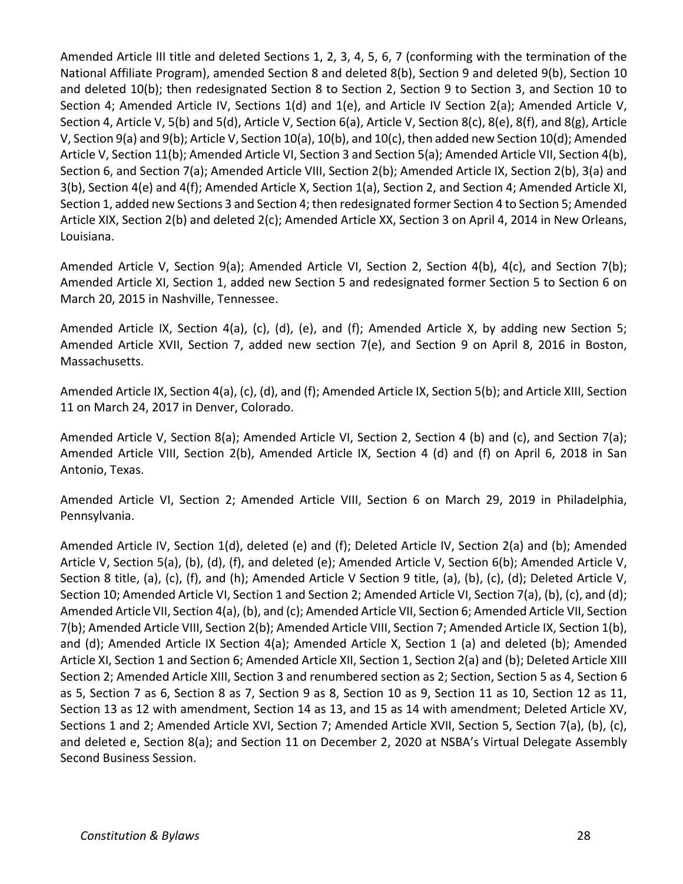Amended Article III title and deleted Sections 1, 2, 3, 4, 5, 6, 7 (conforming with the termination of the National Affiliate Program), amended Section 8 and deleted 8(b), Section 9 and deleted 9(b), Section 10 and deleted 10(b); then redesignated Section 8 to Section 2, Section 9 to Section 3, and Section 10 to Section 4; Amended Article IV, Sections 1(d) and 1(e), and Article IV Section 2(a); Amended Article V, Section 4, Article V, 5(b) and 5(d), Article V, Section 6(a), Article V, Section 8(c), 8(e), 8(f), and 8(g), Article V, Section 9(a) and 9(b); Article V, Section 10(a), 10(b), and 10(c), then added new Section 10(d); Amended Article V, Section 11(b); Amended Article VI, Section 3 and Section 5(a); Amended Article VII, Section 4(b), Section 6, and Section 7(a); Amended Article VIII, Section 2(b); Amended Article IX, Section 2(b), 3(a) and 3(b), Section 4(e) and 4(f); Amended Article X, Section 1(a), Section 2, and Section 4; Amended Article XI, Section 1, added new Sections 3 and Section 4; then redesignated former Section 4 to Section 5; Amended Article XIX, Section 2(b) and deleted 2(c); Amended Article XX, Section 3 on April 4, 2014 in New Orleans, Louisiana.

Amended Article V, Section 9(a); Amended Article VI, Section 2, Section 4(b), 4(c), and Section 7(b); Amended Article XI, Section 1, added new Section 5 and redesignated former Section 5 to Section 6 on March 20, 2015 in Nashville, Tennessee.

Amended Article IX, Section 4(a), (c), (d), (e), and (f); Amended Article X, by adding new Section 5; Amended Article XVII, Section 7, added new section 7(e), and Section 9 on April 8, 2016 in Boston, Massachusetts.

Amended Article IX, Section 4(a), (c), (d), and (f); Amended Article IX, Section 5(b); and Article XIII, Section 11 on March 24, 2017 in Denver, Colorado.

Amended Article V, Section 8(a); Amended Article VI, Section 2, Section 4 (b) and (c), and Section 7(a); Amended Article VIII, Section 2(b), Amended Article IX, Section 4 (d) and (f) on April 6, 2018 in San Antonio, Texas.

Amended Article VI, Section 2; Amended Article VIII, Section 6 on March 29, 2019 in Philadelphia, Pennsylvania.

Amended Article IV, Section 1(d), deleted (e) and (f); Deleted Article IV, Section 2(a) and (b); Amended Article V, Section 5(a), (b), (d), (f), and deleted (e); Amended Article V, Section 6(b); Amended Article V, Section 8 title, (a), (c), (f), and (h); Amended Article V Section 9 title, (a), (b), (c), (d); Deleted Article V, Section 10; Amended Article VI, Section 1 and Section 2; Amended Article VI, Section 7(a), (b), (c), and (d); Amended Article VII, Section 4(a), (b), and (c); Amended Article VII, Section 6; Amended Article VII, Section 7(b); Amended Article VIII, Section 2(b); Amended Article VIII, Section 7; Amended Article IX, Section 1(b), and (d); Amended Article IX Section 4(a); Amended Article X, Section 1 (a) and deleted (b); Amended Article XI, Section 1 and Section 6; Amended Article XII, Section 1, Section 2(a) and (b); Deleted Article XIII Section 2; Amended Article XIII, Section 3 and renumbered section as 2; Section, Section 5 as 4, Section 6 as 5, Section 7 as 6, Section 8 as 7, Section 9 as 8, Section 10 as 9, Section 11 as 10, Section 12 as 11, Section 13 as 12 with amendment, Section 14 as 13, and 15 as 14 with amendment; Deleted Article XV, Sections 1 and 2; Amended Article XVI, Section 7; Amended Article XVII, Section 5, Section 7(a), (b), (c), and deleted e, Section 8(a); and Section 11 on December 2, 2020 at NSBA's Virtual Delegate Assembly Second Business Session.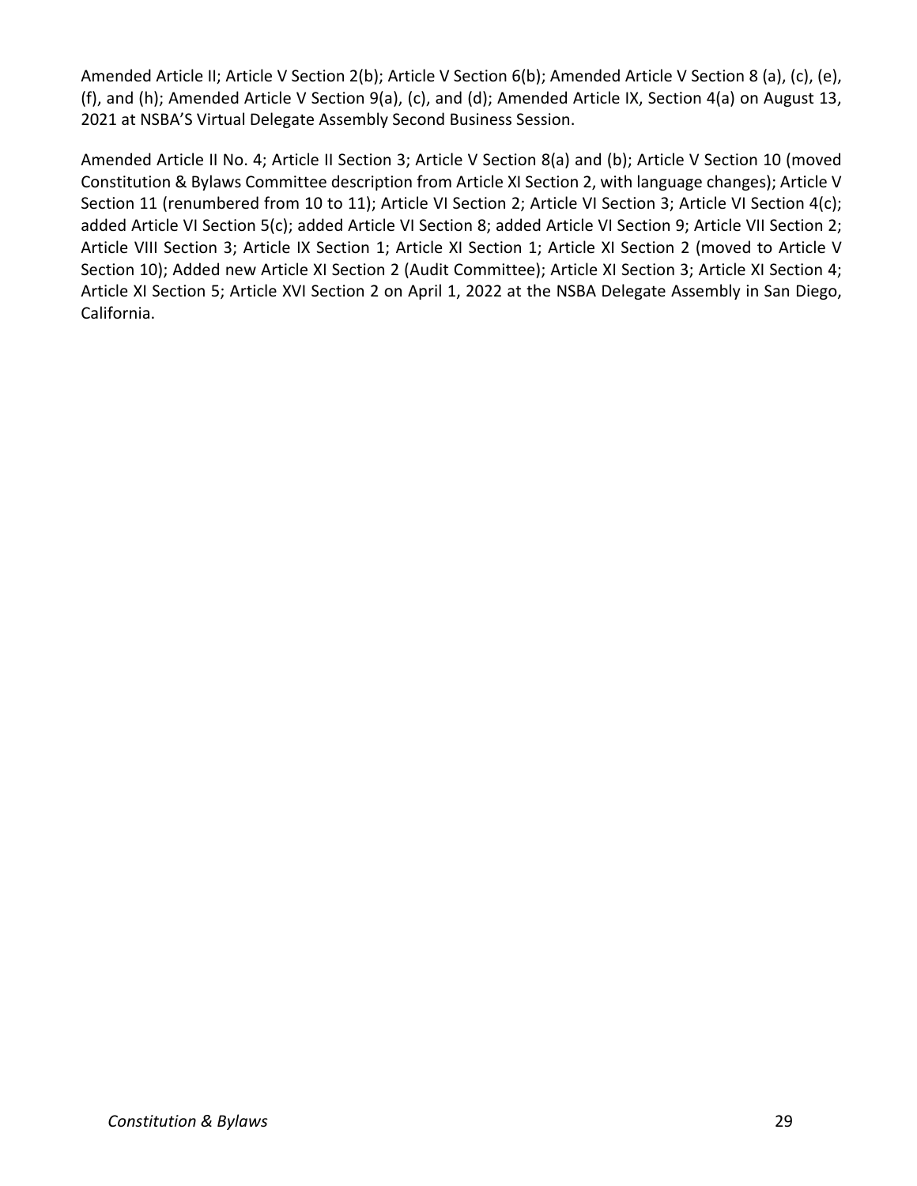Amended Article II; Article V Section 2(b); Article V Section 6(b); Amended Article V Section 8 (a), (c), (e), (f), and (h); Amended Article V Section 9(a), (c), and (d); Amended Article IX, Section 4(a) on August 13, 2021 at NSBA'S Virtual Delegate Assembly Second Business Session.

Amended Article II No. 4; Article II Section 3; Article V Section 8(a) and (b); Article V Section 10 (moved Constitution & Bylaws Committee description from Article XI Section 2, with language changes); Article V Section 11 (renumbered from 10 to 11); Article VI Section 2; Article VI Section 3; Article VI Section 4(c); added Article VI Section 5(c); added Article VI Section 8; added Article VI Section 9; Article VII Section 2; Article VIII Section 3; Article IX Section 1; Article XI Section 1; Article XI Section 2 (moved to Article V Section 10); Added new Article XI Section 2 (Audit Committee); Article XI Section 3; Article XI Section 4; Article XI Section 5; Article XVI Section 2 on April 1, 2022 at the NSBA Delegate Assembly in San Diego, California.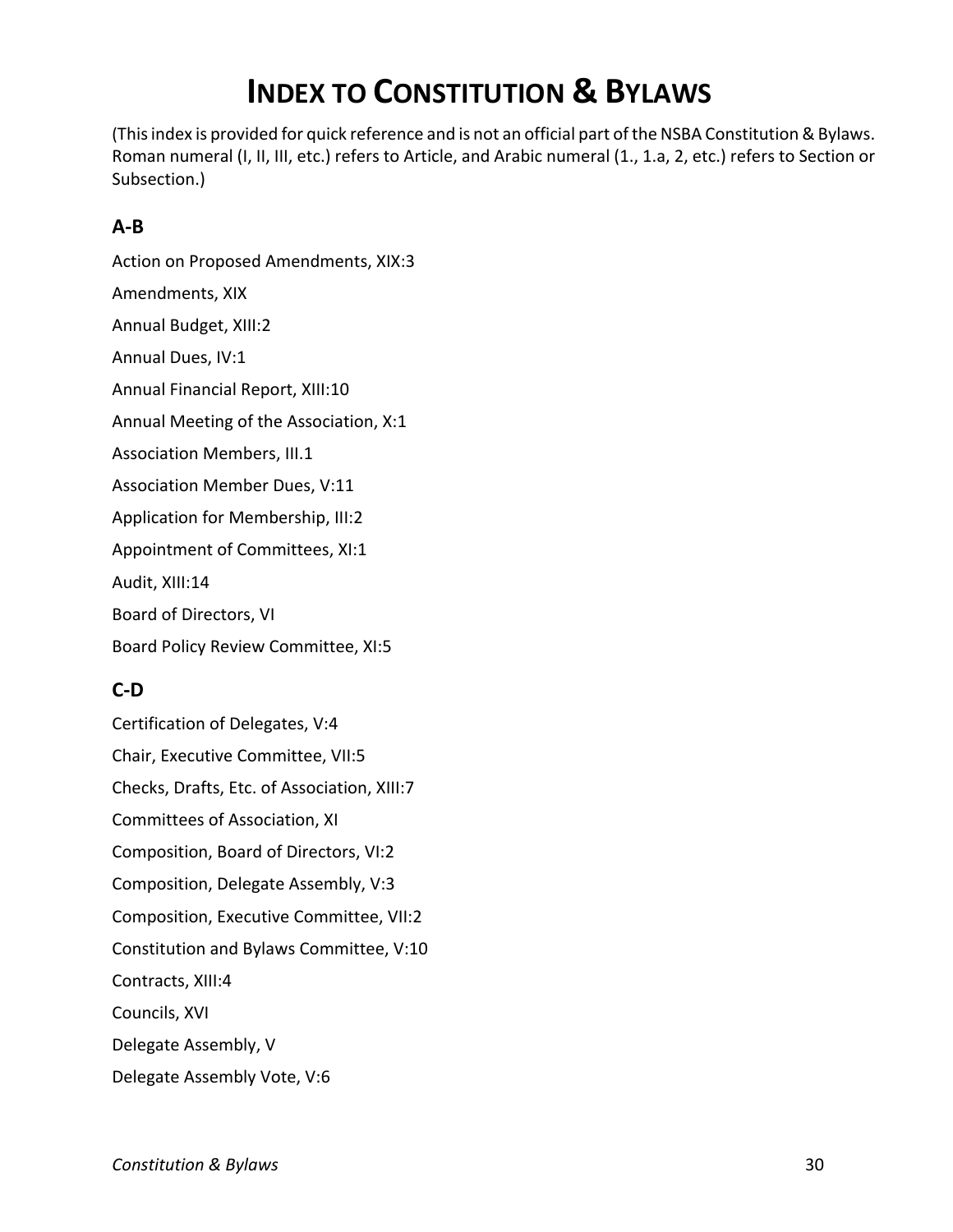# INDEX TO CONSTITUTION & BYLAWS

(This index is provided for quick reference and is not an official part of the NSBA Constitution & Bylaws. Roman numeral (I, II, III, etc.) refers to Article, and Arabic numeral (1., 1.a, 2, etc.) refers to Section or Subsection.)

## A-B

Action on Proposed Amendments, XIX:3

Amendments, XIX

Annual Budget, XIII:2

Annual Dues, IV:1

Annual Financial Report, XIII:10

Annual Meeting of the Association, X:1

Association Members, III.1

Association Member Dues, V:11

Application for Membership, III:2

Appointment of Committees, XI:1

Audit, XIII:14

Board of Directors, VI

Board Policy Review Committee, XI:5

## C-D

Certification of Delegates, V:4

Chair, Executive Committee, VII:5

Checks, Drafts, Etc. of Association, XIII:7

Committees of Association, XI

Composition, Board of Directors, VI:2

Composition, Delegate Assembly, V:3

Composition, Executive Committee, VII:2

Constitution and Bylaws Committee, V:10

Contracts, XIII:4

Councils, XVI

Delegate Assembly, V

Delegate Assembly Vote, V:6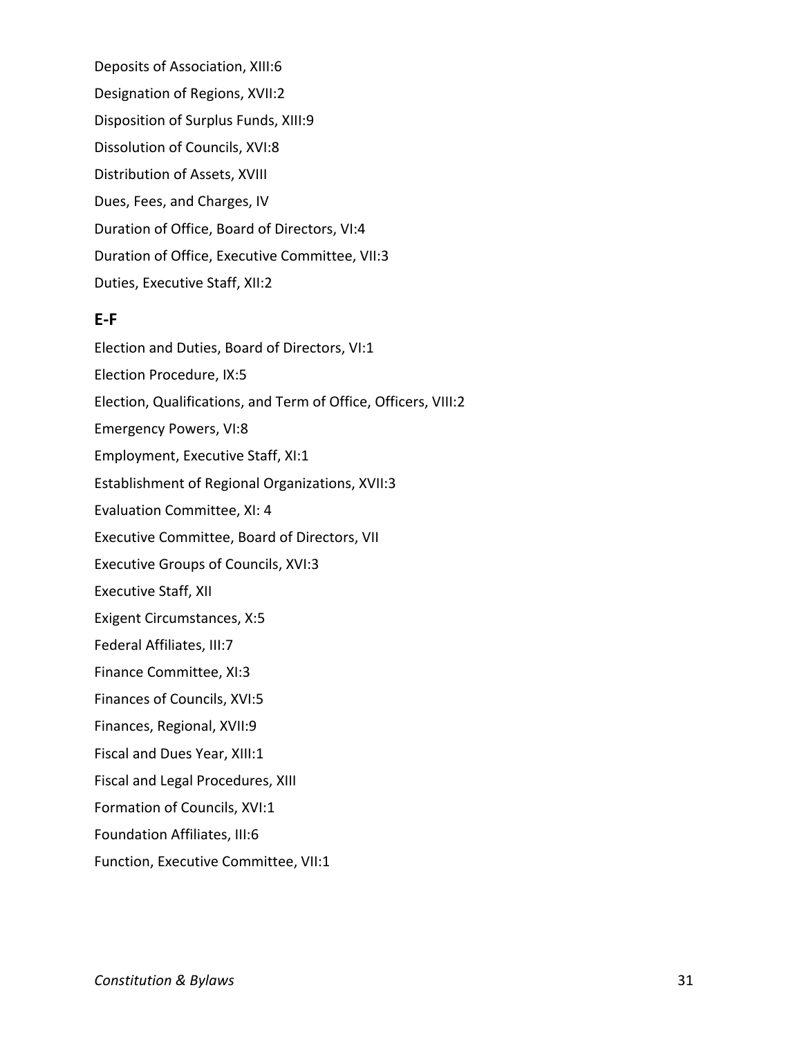Deposits of Association, XIII:6

Designation of Regions, XVII:2

Disposition of Surplus Funds, XIII:9

Dissolution of Councils, XVI:8

Distribution of Assets, XVIII

Dues, Fees, and Charges, IV

Duration of Office, Board of Directors, VI:4

Duration of Office, Executive Committee, VII:3

Duties, Executive Staff, XII:2

## E-F

Election and Duties, Board of Directors, VI:1

Election Procedure, IX:5

Election, Qualifications, and Term of Office, Officers, VIII:2

Emergency Powers, VI:8

Employment, Executive Staff, XI:1

Establishment of Regional Organizations, XVII:3

Evaluation Committee, XI: 4

Executive Committee, Board of Directors, VII

Executive Groups of Councils, XVI:3

Executive Staff, XII

Exigent Circumstances, X:5

Federal Affiliates, III:7

Finance Committee, XI:3

Finances of Councils, XVI:5

Finances, Regional, XVII:9

Fiscal and Dues Year, XIII:1

Fiscal and Legal Procedures, XIII

Formation of Councils, XVI:1

Foundation Affiliates, III:6

Function, Executive Committee, VII:1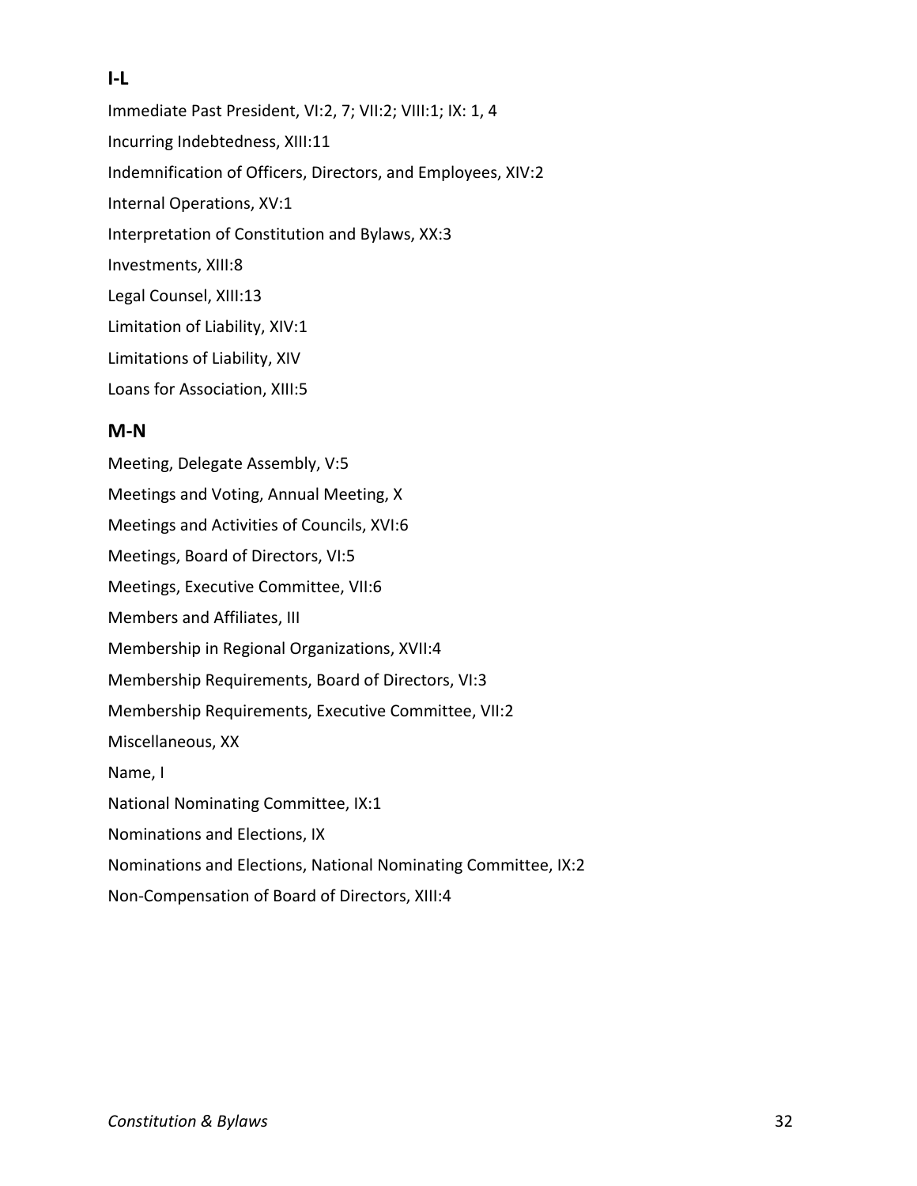## I-L

Immediate Past President, VI:2, 7; VII:2; VIII:1; IX: 1, 4

Incurring Indebtedness, XIII:11

Indemnification of Officers, Directors, and Employees, XIV:2

Internal Operations, XV:1

Interpretation of Constitution and Bylaws, XX:3

Investments, XIII:8

Legal Counsel, XIII:13

Limitation of Liability, XIV:1

Limitations of Liability, XIV

Loans for Association, XIII:5

## M-N

Meeting, Delegate Assembly, V:5

Meetings and Voting, Annual Meeting, X

Meetings and Activities of Councils, XVI:6

Meetings, Board of Directors, VI:5

Meetings, Executive Committee, VII:6

Members and Affiliates, III

Membership in Regional Organizations, XVII:4

Membership Requirements, Board of Directors, VI:3

Membership Requirements, Executive Committee, VII:2

Miscellaneous, XX

Name, I

National Nominating Committee, IX:1

Nominations and Elections, IX

Nominations and Elections, National Nominating Committee, IX:2

Non-Compensation of Board of Directors, XIII:4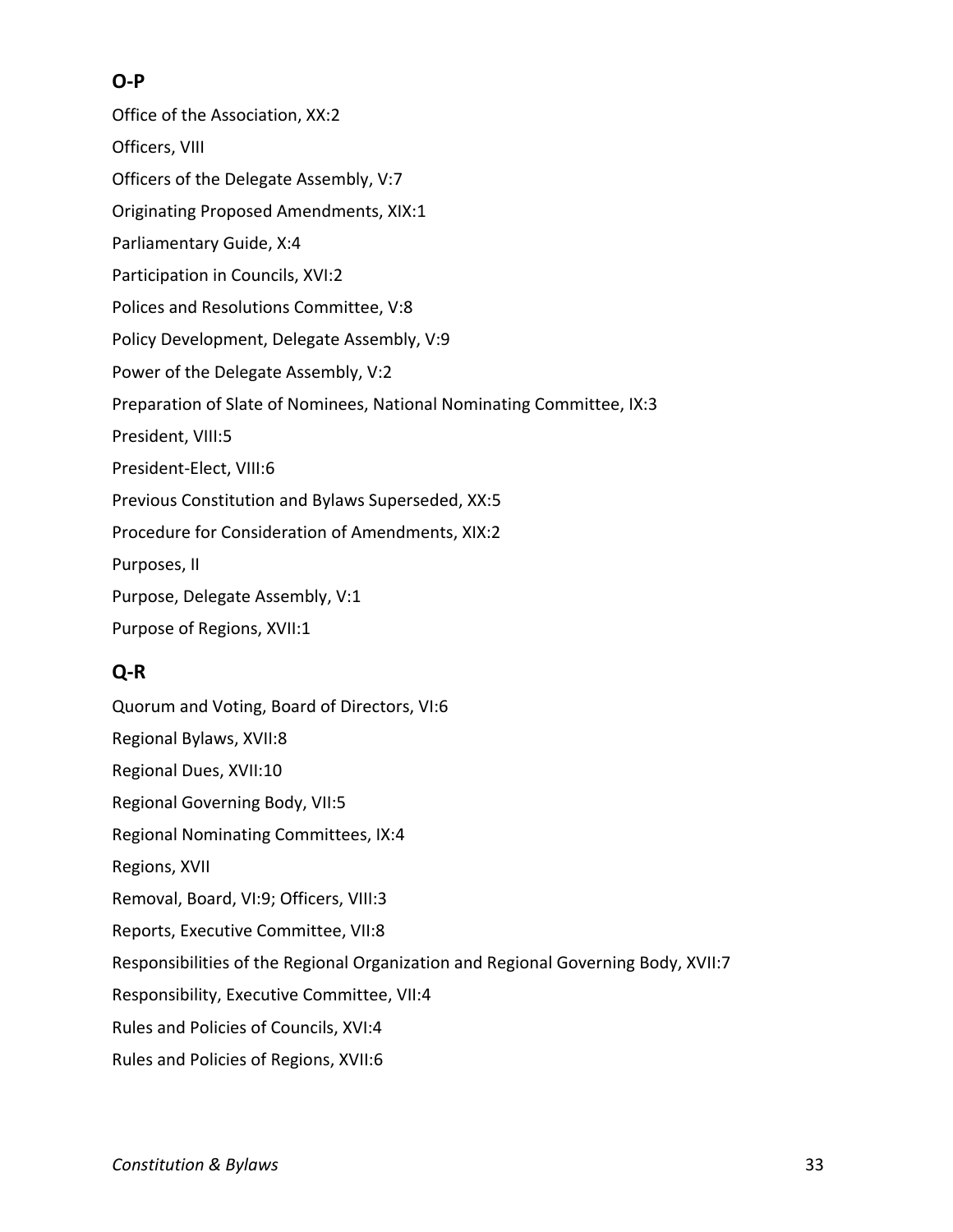## O-P

Office of the Association, XX:2

Officers, VIII

Officers of the Delegate Assembly, V:7

Originating Proposed Amendments, XIX:1

Parliamentary Guide, X:4

Participation in Councils, XVI:2

Polices and Resolutions Committee, V:8

Policy Development, Delegate Assembly, V:9

Power of the Delegate Assembly, V:2

Preparation of Slate of Nominees, National Nominating Committee, IX:3

President, VIII:5

President-Elect, VIII:6

Previous Constitution and Bylaws Superseded, XX:5

Procedure for Consideration of Amendments, XIX:2

Purposes, II

Purpose, Delegate Assembly, V:1

Purpose of Regions, XVII:1

## Q-R

Quorum and Voting, Board of Directors, VI:6

Regional Bylaws, XVII:8

Regional Dues, XVII:10

Regional Governing Body, VII:5

Regional Nominating Committees, IX:4

Regions, XVII

Removal, Board, VI:9; Officers, VIII:3

Reports, Executive Committee, VII:8

Responsibilities of the Regional Organization and Regional Governing Body, XVII:7

Responsibility, Executive Committee, VII:4

Rules and Policies of Councils, XVI:4

Rules and Policies of Regions, XVII:6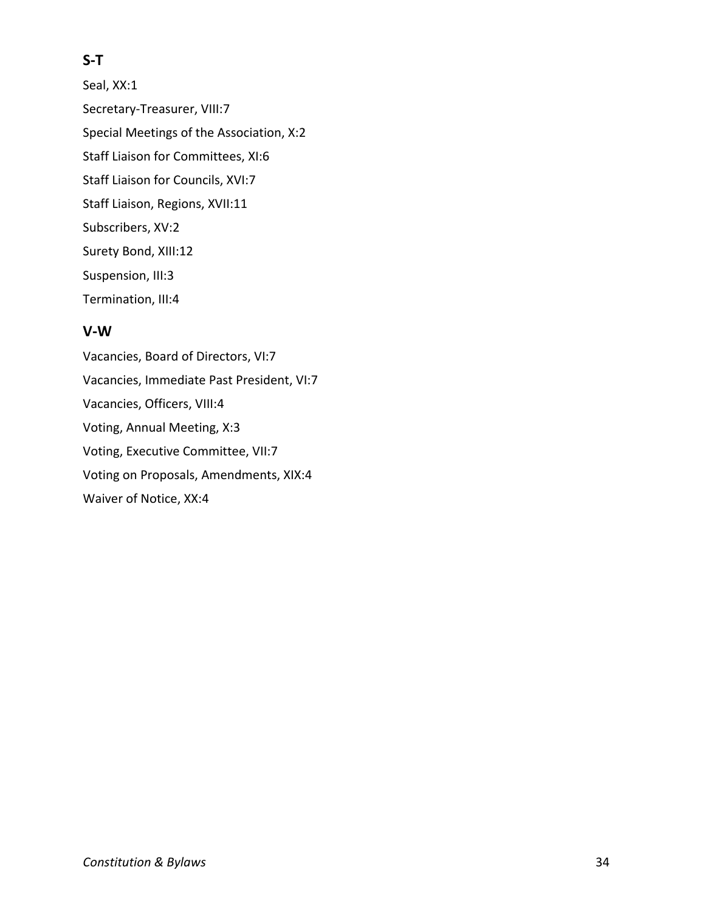## S-T

Seal, XX:1

Secretary-Treasurer, VIII:7

Special Meetings of the Association, X:2

Staff Liaison for Committees, XI:6

Staff Liaison for Councils, XVI:7

Staff Liaison, Regions, XVII:11

Subscribers, XV:2

Surety Bond, XIII:12

Suspension, III:3

Termination, III:4

## V-W

Vacancies, Board of Directors, VI:7

Vacancies, Immediate Past President, VI:7

Vacancies, Officers, VIII:4

Voting, Annual Meeting, X:3

Voting, Executive Committee, VII:7

Voting on Proposals, Amendments, XIX:4

Waiver of Notice, XX:4